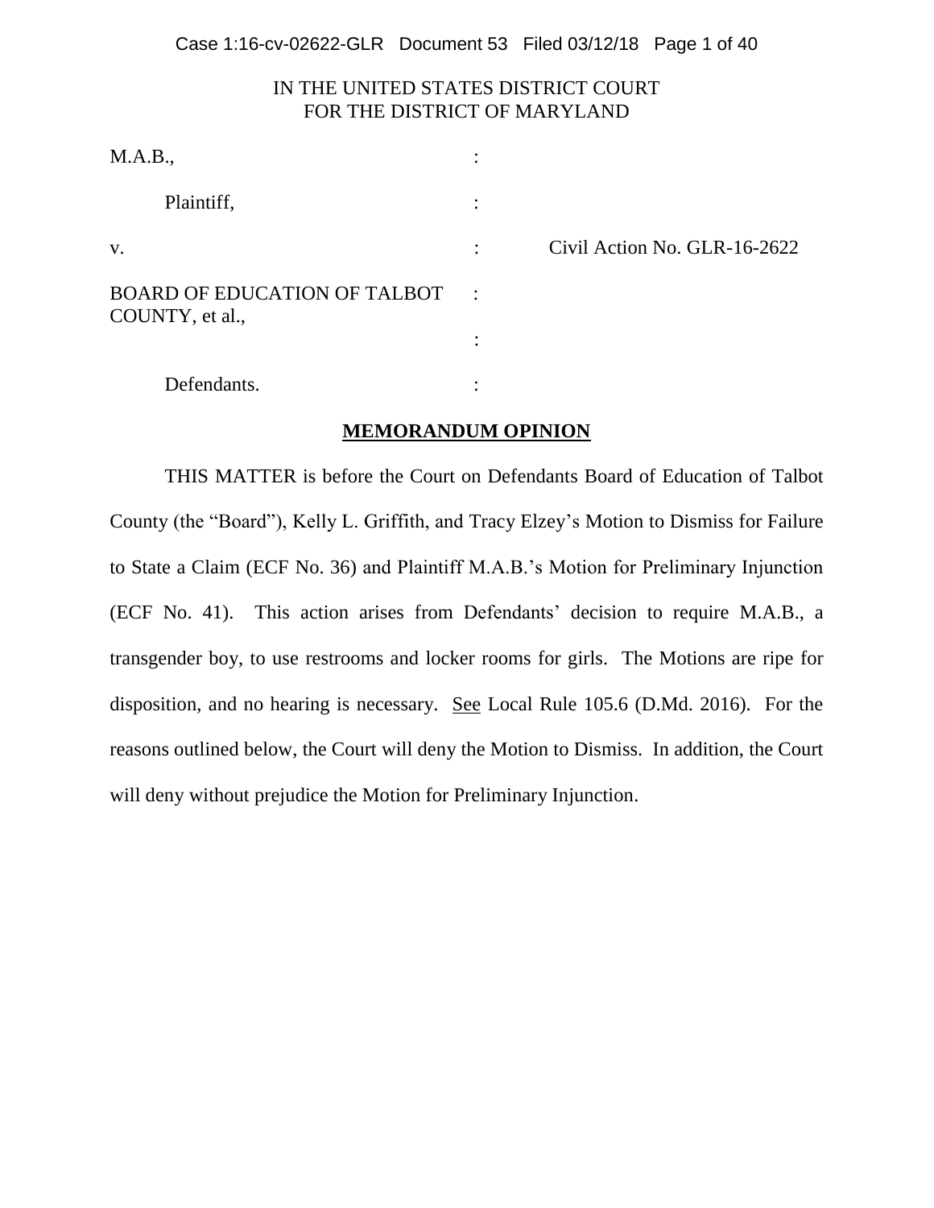IN THE UNITED STATES DISTRICT COURT
FOR THE DISTRICT OF MARYLAND

| | | |
|---|---|---|
| M.A.B., | : | |
| Plaintiff, | : | |
| v. | : | Civil Action No. GLR-16-2622 |
| BOARD OF EDUCATION OF TALBOT COUNTY, et al., | : | |
| | : | |
| Defendants. | : | |

**MEMORANDUM OPINION**

THIS MATTER is before the Court on Defendants Board of Education of Talbot County (the "Board"), Kelly L. Griffith, and Tracy Elzey's Motion to Dismiss for Failure to State a Claim (ECF No. 36) and Plaintiff M.A.B.'s Motion for Preliminary Injunction (ECF No. 41). This action arises from Defendants' decision to require M.A.B., a transgender boy, to use restrooms and locker rooms for girls. The Motions are ripe for disposition, and no hearing is necessary. See Local Rule 105.6 (D.Md. 2016). For the reasons outlined below, the Court will deny the Motion to Dismiss. In addition, the Court will deny without prejudice the Motion for Preliminary Injunction.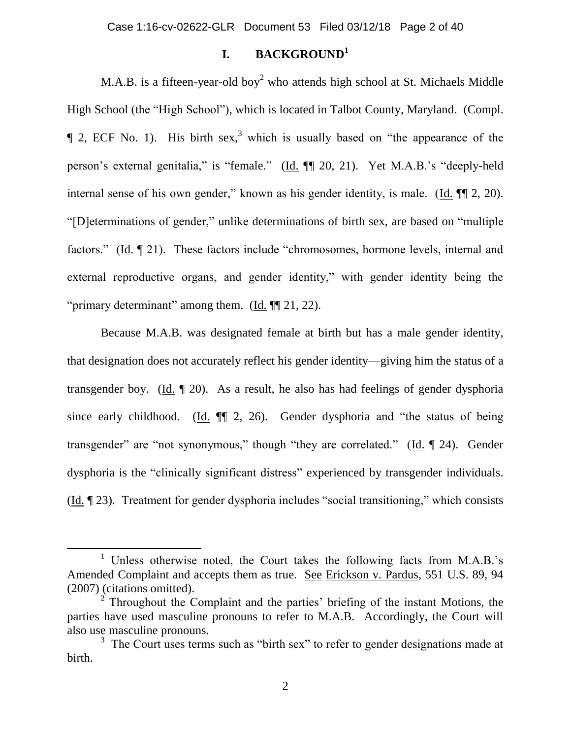# I. BACKGROUND[1]

M.A.B. is a fifteen-year-old boy[2] who attends high school at St. Michaels Middle High School (the "High School"), which is located in Talbot County, Maryland. (Compl. ¶ 2, ECF No. 1). His birth sex,[3] which is usually based on "the appearance of the person's external genitalia," is "female." (Id. ¶¶ 20, 21). Yet M.A.B.'s "deeply-held internal sense of his own gender," known as his gender identity, is male. (Id. ¶¶ 2, 20). "[D]eterminations of gender," unlike determinations of birth sex, are based on "multiple factors." (Id. ¶ 21). These factors include "chromosomes, hormone levels, internal and external reproductive organs, and gender identity," with gender identity being the "primary determinant" among them. (Id. ¶¶ 21, 22).

Because M.A.B. was designated female at birth but has a male gender identity, that designation does not accurately reflect his gender identity—giving him the status of a transgender boy. (Id. ¶ 20). As a result, he also has had feelings of gender dysphoria since early childhood. (Id. ¶¶ 2, 26). Gender dysphoria and "the status of being transgender" are "not synonymous," though "they are correlated." (Id. ¶ 24). Gender dysphoria is the "clinically significant distress" experienced by transgender individuals. (Id. ¶ 23). Treatment for gender dysphoria includes "social transitioning," which consists

---

[1] Unless otherwise noted, the Court takes the following facts from M.A.B.'s Amended Complaint and accepts them as true. See Erickson v. Pardus, 551 U.S. 89, 94 (2007) (citations omitted).

[2] Throughout the Complaint and the parties' briefing of the instant Motions, the parties have used masculine pronouns to refer to M.A.B. Accordingly, the Court will also use masculine pronouns.

[3] The Court uses terms such as "birth sex" to refer to gender designations made at birth.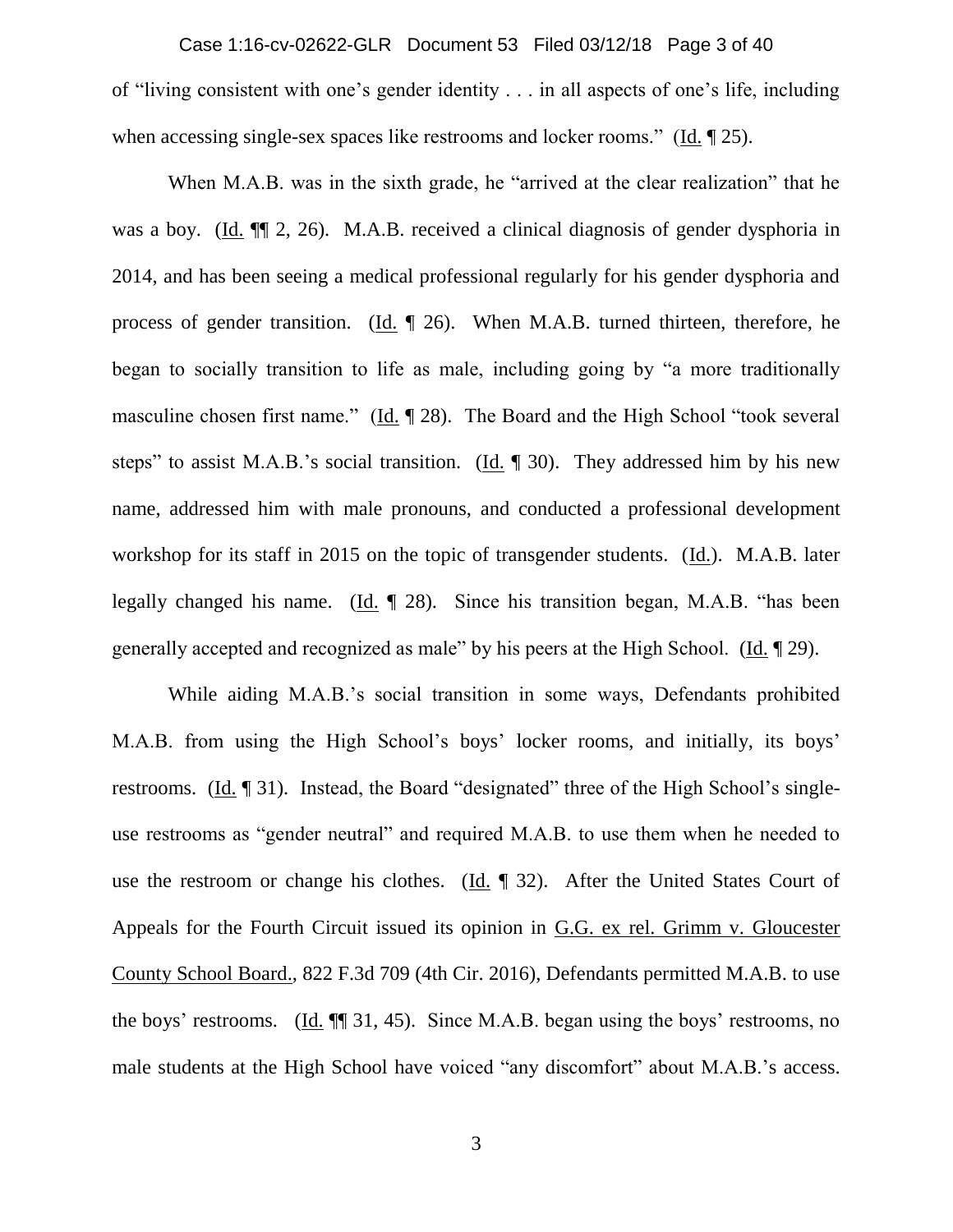of "living consistent with one's gender identity . . . in all aspects of one's life, including when accessing single-sex spaces like restrooms and locker rooms." (Id. ¶ 25).

When M.A.B. was in the sixth grade, he "arrived at the clear realization" that he was a boy. (Id. ¶¶ 2, 26). M.A.B. received a clinical diagnosis of gender dysphoria in 2014, and has been seeing a medical professional regularly for his gender dysphoria and process of gender transition. (Id. ¶ 26). When M.A.B. turned thirteen, therefore, he began to socially transition to life as male, including going by "a more traditionally masculine chosen first name." (Id. ¶ 28). The Board and the High School "took several steps" to assist M.A.B.'s social transition. (Id. ¶ 30). They addressed him by his new name, addressed him with male pronouns, and conducted a professional development workshop for its staff in 2015 on the topic of transgender students. (Id.). M.A.B. later legally changed his name. (Id. ¶ 28). Since his transition began, M.A.B. "has been generally accepted and recognized as male" by his peers at the High School. (Id. ¶ 29).

While aiding M.A.B.'s social transition in some ways, Defendants prohibited M.A.B. from using the High School's boys' locker rooms, and initially, its boys' restrooms. (Id. ¶ 31). Instead, the Board "designated" three of the High School's single-use restrooms as "gender neutral" and required M.A.B. to use them when he needed to use the restroom or change his clothes. (Id. ¶ 32). After the United States Court of Appeals for the Fourth Circuit issued its opinion in G.G. ex rel. Grimm v. Gloucester County School Board., 822 F.3d 709 (4th Cir. 2016), Defendants permitted M.A.B. to use the boys' restrooms. (Id. ¶¶ 31, 45). Since M.A.B. began using the boys' restrooms, no male students at the High School have voiced "any discomfort" about M.A.B.'s access.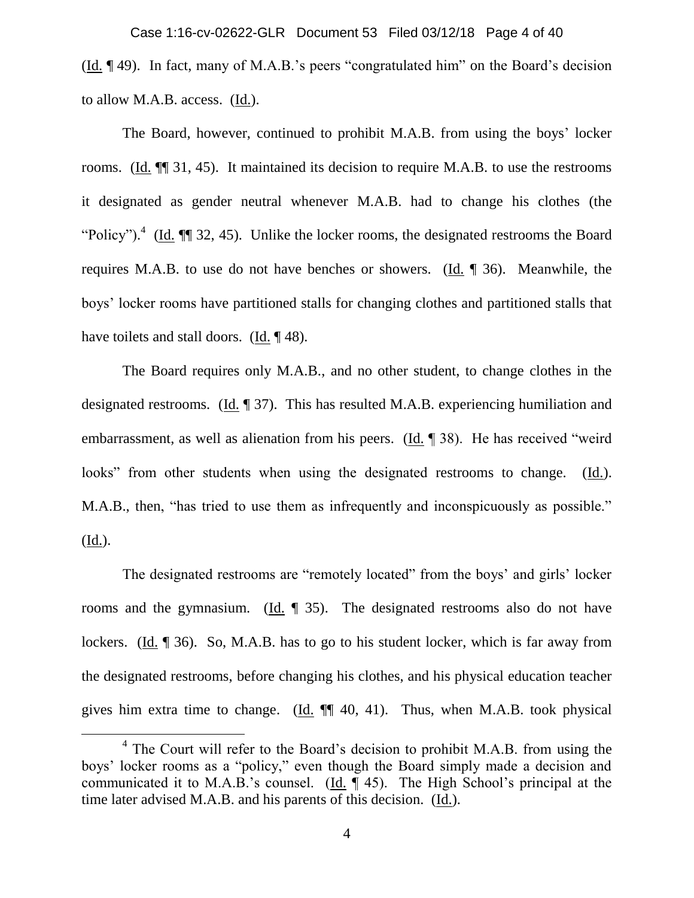(Id. ¶ 49). In fact, many of M.A.B.'s peers "congratulated him" on the Board's decision to allow M.A.B. access. (Id.).

The Board, however, continued to prohibit M.A.B. from using the boys' locker rooms. (Id. ¶¶ 31, 45). It maintained its decision to require M.A.B. to use the restrooms it designated as gender neutral whenever M.A.B. had to change his clothes (the "Policy").[4] (Id. ¶¶ 32, 45). Unlike the locker rooms, the designated restrooms the Board requires M.A.B. to use do not have benches or showers. (Id. ¶ 36). Meanwhile, the boys' locker rooms have partitioned stalls for changing clothes and partitioned stalls that have toilets and stall doors. (Id. ¶ 48).

The Board requires only M.A.B., and no other student, to change clothes in the designated restrooms. (Id. ¶ 37). This has resulted M.A.B. experiencing humiliation and embarrassment, as well as alienation from his peers. (Id. ¶ 38). He has received "weird looks" from other students when using the designated restrooms to change. (Id.). M.A.B., then, "has tried to use them as infrequently and inconspicuously as possible." (Id.).

The designated restrooms are "remotely located" from the boys' and girls' locker rooms and the gymnasium. (Id. ¶ 35). The designated restrooms also do not have lockers. (Id. ¶ 36). So, M.A.B. has to go to his student locker, which is far away from the designated restrooms, before changing his clothes, and his physical education teacher gives him extra time to change. (Id. ¶¶ 40, 41). Thus, when M.A.B. took physical

---

[4] The Court will refer to the Board's decision to prohibit M.A.B. from using the boys' locker rooms as a "policy," even though the Board simply made a decision and communicated it to M.A.B.'s counsel. (Id. ¶ 45). The High School's principal at the time later advised M.A.B. and his parents of this decision. (Id.).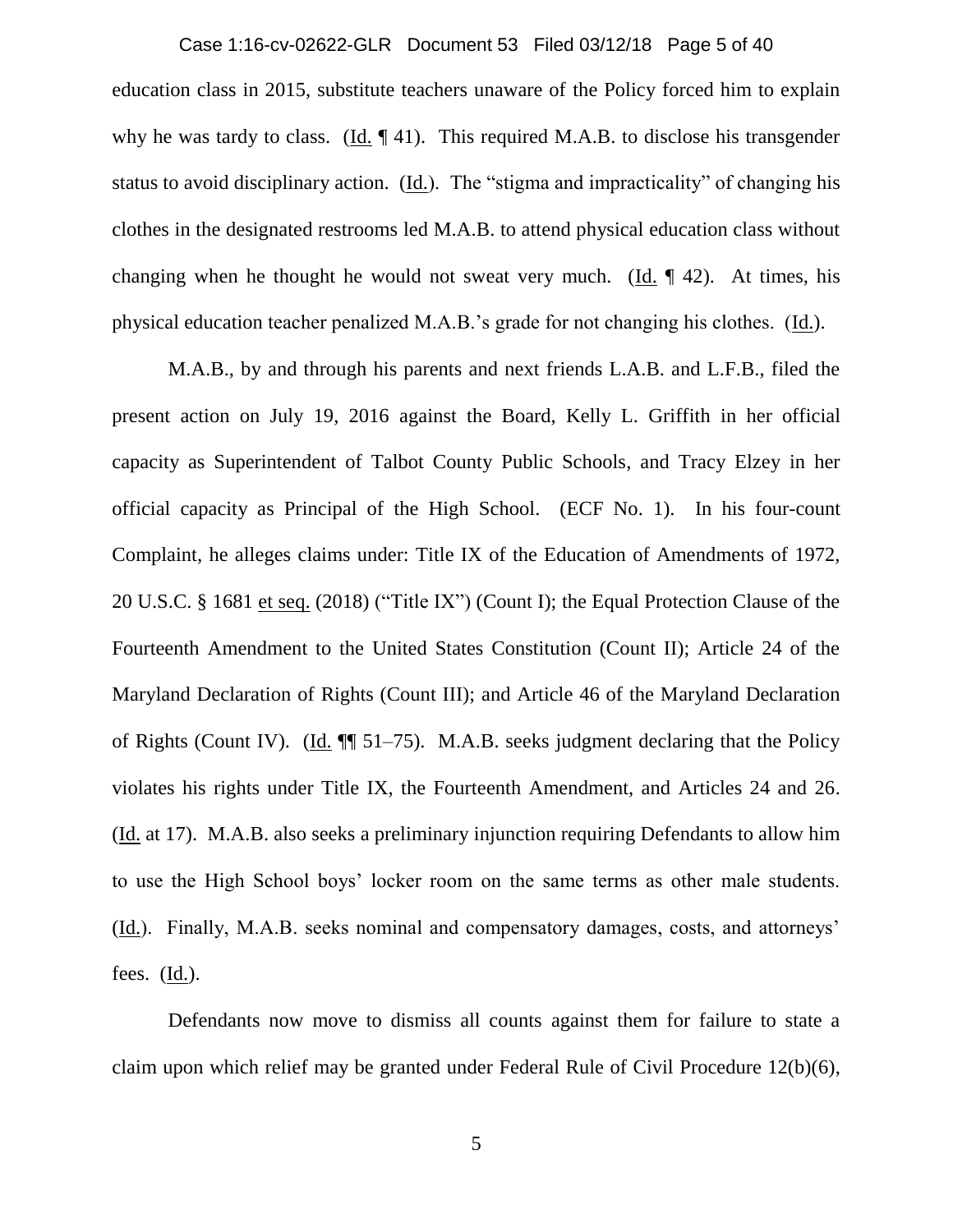education class in 2015, substitute teachers unaware of the Policy forced him to explain why he was tardy to class. (Id. ¶ 41). This required M.A.B. to disclose his transgender status to avoid disciplinary action. (Id.). The "stigma and impracticality" of changing his clothes in the designated restrooms led M.A.B. to attend physical education class without changing when he thought he would not sweat very much. (Id. ¶ 42). At times, his physical education teacher penalized M.A.B.'s grade for not changing his clothes. (Id.).

M.A.B., by and through his parents and next friends L.A.B. and L.F.B., filed the present action on July 19, 2016 against the Board, Kelly L. Griffith in her official capacity as Superintendent of Talbot County Public Schools, and Tracy Elzey in her official capacity as Principal of the High School. (ECF No. 1). In his four-count Complaint, he alleges claims under: Title IX of the Education of Amendments of 1972, 20 U.S.C. § 1681 et seq. (2018) ("Title IX") (Count I); the Equal Protection Clause of the Fourteenth Amendment to the United States Constitution (Count II); Article 24 of the Maryland Declaration of Rights (Count III); and Article 46 of the Maryland Declaration of Rights (Count IV). (Id. ¶¶ 51–75). M.A.B. seeks judgment declaring that the Policy violates his rights under Title IX, the Fourteenth Amendment, and Articles 24 and 26. (Id. at 17). M.A.B. also seeks a preliminary injunction requiring Defendants to allow him to use the High School boys' locker room on the same terms as other male students. (Id.). Finally, M.A.B. seeks nominal and compensatory damages, costs, and attorneys' fees. (Id.).

Defendants now move to dismiss all counts against them for failure to state a claim upon which relief may be granted under Federal Rule of Civil Procedure 12(b)(6),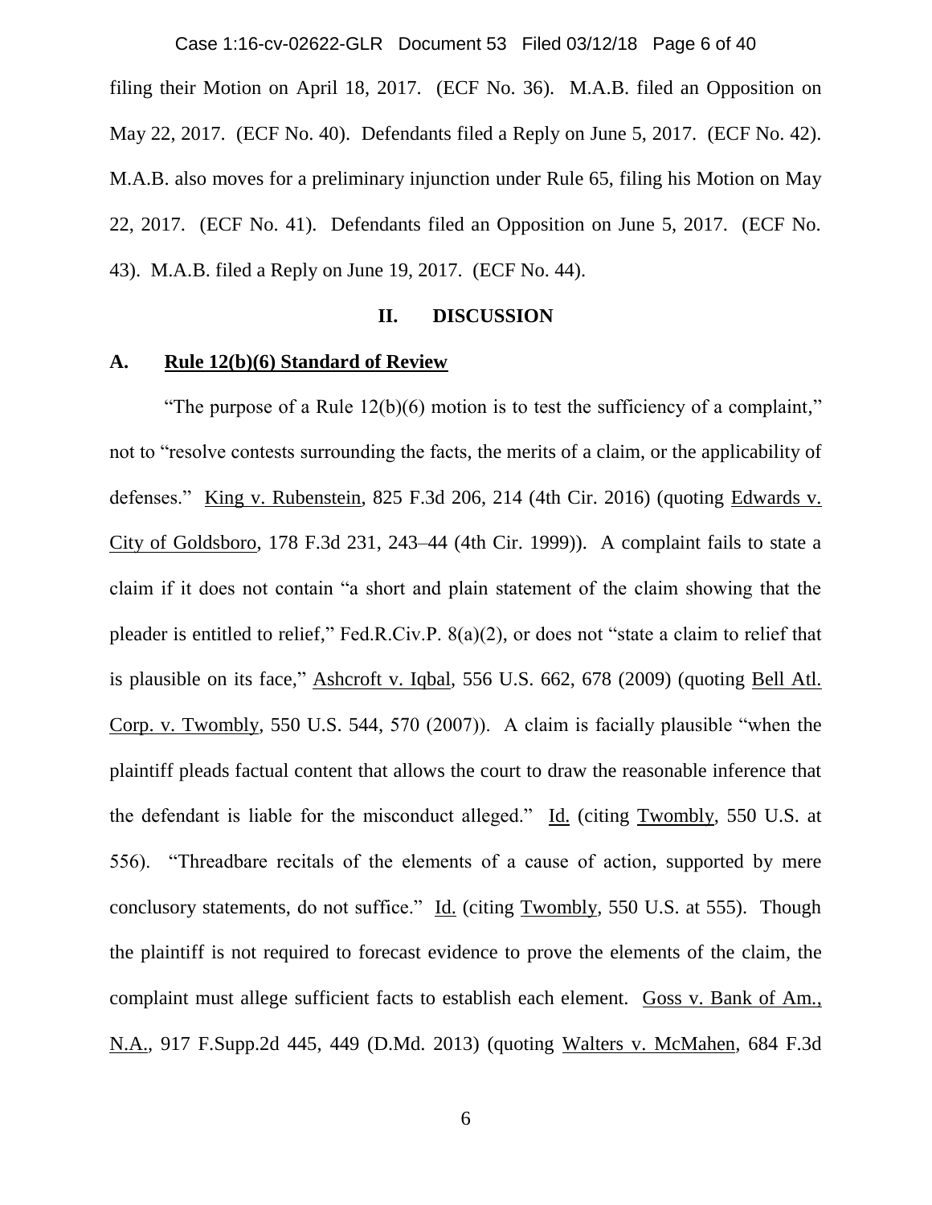filing their Motion on April 18, 2017. (ECF No. 36). M.A.B. filed an Opposition on May 22, 2017. (ECF No. 40). Defendants filed a Reply on June 5, 2017. (ECF No. 42). M.A.B. also moves for a preliminary injunction under Rule 65, filing his Motion on May 22, 2017. (ECF No. 41). Defendants filed an Opposition on June 5, 2017. (ECF No. 43). M.A.B. filed a Reply on June 19, 2017. (ECF No. 44).

## II. DISCUSSION

### A. Rule 12(b)(6) Standard of Review

"The purpose of a Rule 12(b)(6) motion is to test the sufficiency of a complaint," not to "resolve contests surrounding the facts, the merits of a claim, or the applicability of defenses." King v. Rubenstein, 825 F.3d 206, 214 (4th Cir. 2016) (quoting Edwards v. City of Goldsboro, 178 F.3d 231, 243–44 (4th Cir. 1999)). A complaint fails to state a claim if it does not contain "a short and plain statement of the claim showing that the pleader is entitled to relief," Fed.R.Civ.P. 8(a)(2), or does not "state a claim to relief that is plausible on its face," Ashcroft v. Iqbal, 556 U.S. 662, 678 (2009) (quoting Bell Atl. Corp. v. Twombly, 550 U.S. 544, 570 (2007)). A claim is facially plausible "when the plaintiff pleads factual content that allows the court to draw the reasonable inference that the defendant is liable for the misconduct alleged." Id. (citing Twombly, 550 U.S. at 556). "Threadbare recitals of the elements of a cause of action, supported by mere conclusory statements, do not suffice." Id. (citing Twombly, 550 U.S. at 555). Though the plaintiff is not required to forecast evidence to prove the elements of the claim, the complaint must allege sufficient facts to establish each element. Goss v. Bank of Am., N.A., 917 F.Supp.2d 445, 449 (D.Md. 2013) (quoting Walters v. McMahen, 684 F.3d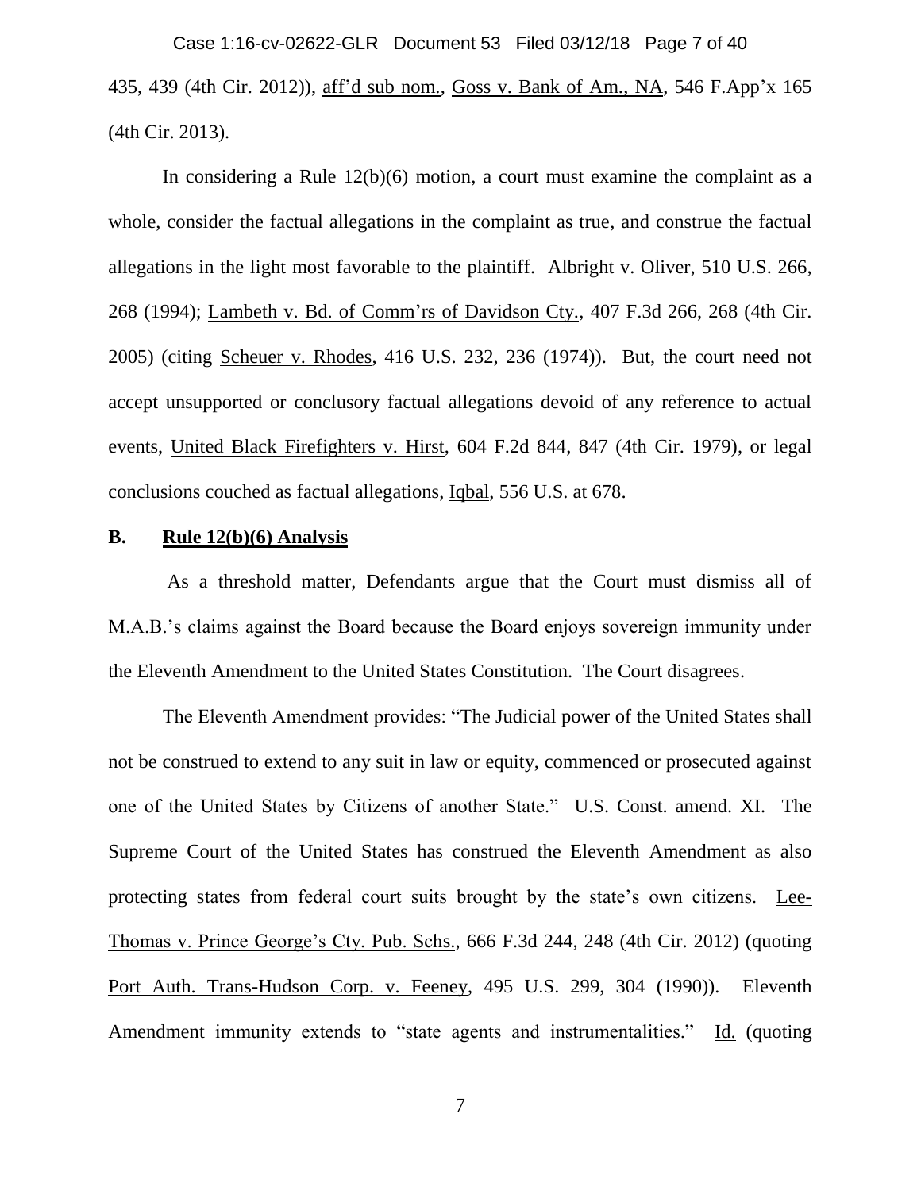435, 439 (4th Cir. 2012)), aff'd sub nom., Goss v. Bank of Am., NA, 546 F.App'x 165 (4th Cir. 2013).

In considering a Rule 12(b)(6) motion, a court must examine the complaint as a whole, consider the factual allegations in the complaint as true, and construe the factual allegations in the light most favorable to the plaintiff. Albright v. Oliver, 510 U.S. 266, 268 (1994); Lambeth v. Bd. of Comm'rs of Davidson Cty., 407 F.3d 266, 268 (4th Cir. 2005) (citing Scheuer v. Rhodes, 416 U.S. 232, 236 (1974)). But, the court need not accept unsupported or conclusory factual allegations devoid of any reference to actual events, United Black Firefighters v. Hirst, 604 F.2d 844, 847 (4th Cir. 1979), or legal conclusions couched as factual allegations, Iqbal, 556 U.S. at 678.

### B. Rule 12(b)(6) Analysis

As a threshold matter, Defendants argue that the Court must dismiss all of M.A.B.'s claims against the Board because the Board enjoys sovereign immunity under the Eleventh Amendment to the United States Constitution. The Court disagrees.

The Eleventh Amendment provides: "The Judicial power of the United States shall not be construed to extend to any suit in law or equity, commenced or prosecuted against one of the United States by Citizens of another State." U.S. Const. amend. XI. The Supreme Court of the United States has construed the Eleventh Amendment as also protecting states from federal court suits brought by the state's own citizens. Lee-Thomas v. Prince George's Cty. Pub. Schs., 666 F.3d 244, 248 (4th Cir. 2012) (quoting Port Auth. Trans-Hudson Corp. v. Feeney, 495 U.S. 299, 304 (1990)). Eleventh Amendment immunity extends to "state agents and instrumentalities." Id. (quoting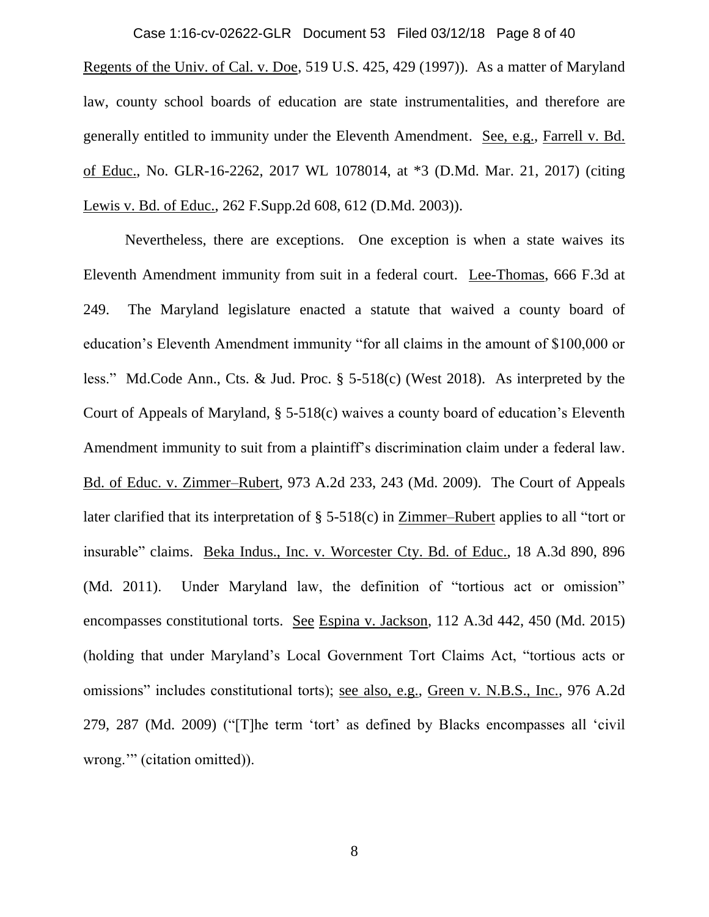Regents of the Univ. of Cal. v. Doe, 519 U.S. 425, 429 (1997)). As a matter of Maryland law, county school boards of education are state instrumentalities, and therefore are generally entitled to immunity under the Eleventh Amendment. See, e.g., Farrell v. Bd. of Educ., No. GLR-16-2262, 2017 WL 1078014, at *3 (D.Md. Mar. 21, 2017) (citing Lewis v. Bd. of Educ., 262 F.Supp.2d 608, 612 (D.Md. 2003)).

Nevertheless, there are exceptions. One exception is when a state waives its Eleventh Amendment immunity from suit in a federal court. Lee-Thomas, 666 F.3d at 249. The Maryland legislature enacted a statute that waived a county board of education's Eleventh Amendment immunity "for all claims in the amount of $100,000 or less." Md.Code Ann., Cts. & Jud. Proc. § 5-518(c) (West 2018). As interpreted by the Court of Appeals of Maryland, § 5-518(c) waives a county board of education's Eleventh Amendment immunity to suit from a plaintiff's discrimination claim under a federal law. Bd. of Educ. v. Zimmer–Rubert, 973 A.2d 233, 243 (Md. 2009). The Court of Appeals later clarified that its interpretation of § 5-518(c) in Zimmer–Rubert applies to all "tort or insurable" claims. Beka Indus., Inc. v. Worcester Cty. Bd. of Educ., 18 A.3d 890, 896 (Md. 2011). Under Maryland law, the definition of "tortious act or omission" encompasses constitutional torts. See Espina v. Jackson, 112 A.3d 442, 450 (Md. 2015) (holding that under Maryland's Local Government Tort Claims Act, "tortious acts or omissions" includes constitutional torts); see also, e.g., Green v. N.B.S., Inc., 976 A.2d 279, 287 (Md. 2009) ("[T]he term 'tort' as defined by Blacks encompasses all 'civil wrong.'" (citation omitted)).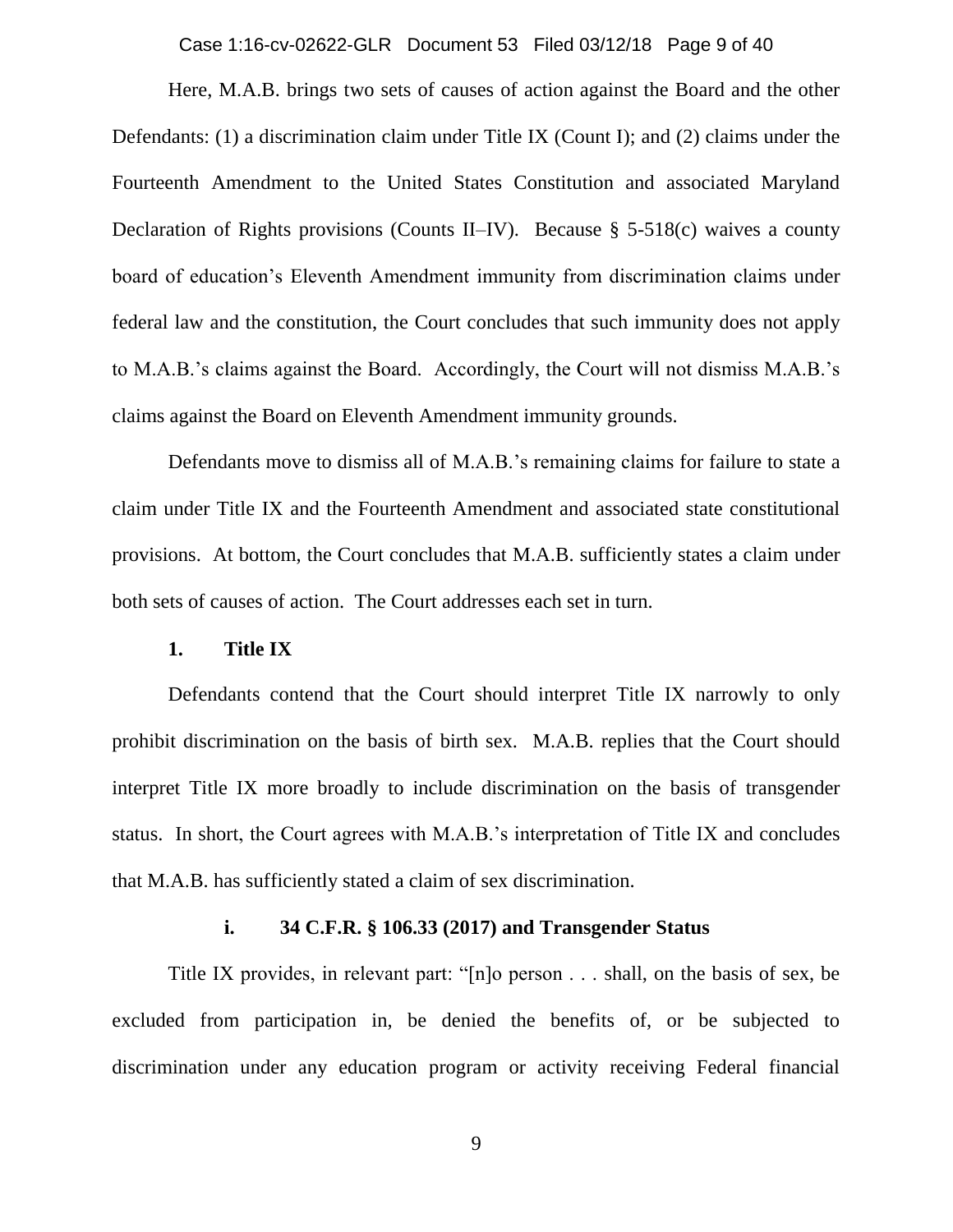Here, M.A.B. brings two sets of causes of action against the Board and the other Defendants: (1) a discrimination claim under Title IX (Count I); and (2) claims under the Fourteenth Amendment to the United States Constitution and associated Maryland Declaration of Rights provisions (Counts II–IV). Because § 5-518(c) waives a county board of education's Eleventh Amendment immunity from discrimination claims under federal law and the constitution, the Court concludes that such immunity does not apply to M.A.B.'s claims against the Board. Accordingly, the Court will not dismiss M.A.B.'s claims against the Board on Eleventh Amendment immunity grounds.

Defendants move to dismiss all of M.A.B.'s remaining claims for failure to state a claim under Title IX and the Fourteenth Amendment and associated state constitutional provisions. At bottom, the Court concludes that M.A.B. sufficiently states a claim under both sets of causes of action. The Court addresses each set in turn.

### 1. Title IX

Defendants contend that the Court should interpret Title IX narrowly to only prohibit discrimination on the basis of birth sex. M.A.B. replies that the Court should interpret Title IX more broadly to include discrimination on the basis of transgender status. In short, the Court agrees with M.A.B.'s interpretation of Title IX and concludes that M.A.B. has sufficiently stated a claim of sex discrimination.

#### i. 34 C.F.R. § 106.33 (2017) and Transgender Status

Title IX provides, in relevant part: "[n]o person . . . shall, on the basis of sex, be excluded from participation in, be denied the benefits of, or be subjected to discrimination under any education program or activity receiving Federal financial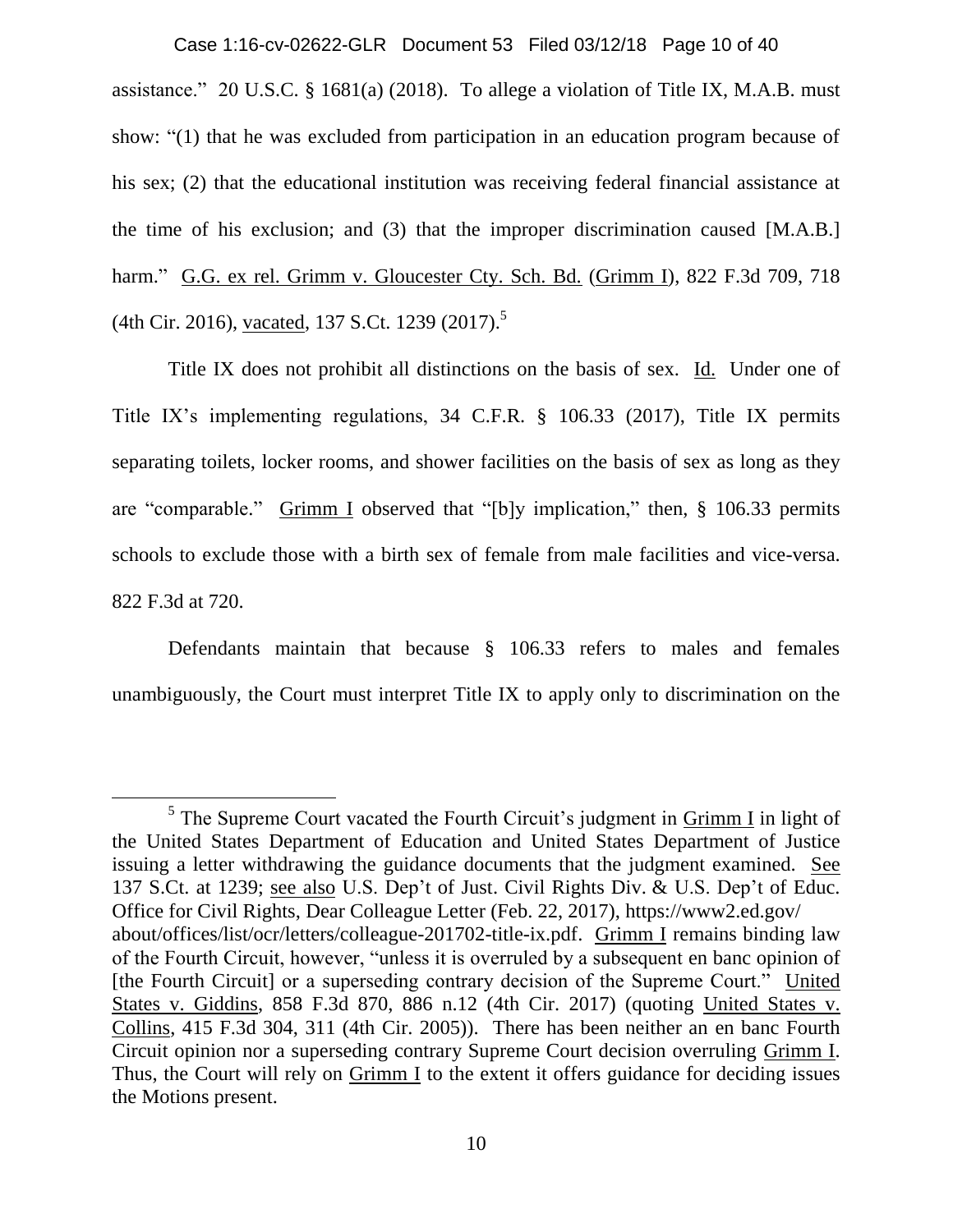assistance." 20 U.S.C. § 1681(a) (2018). To allege a violation of Title IX, M.A.B. must show: "(1) that he was excluded from participation in an education program because of his sex; (2) that the educational institution was receiving federal financial assistance at the time of his exclusion; and (3) that the improper discrimination caused [M.A.B.] harm." G.G. ex rel. Grimm v. Gloucester Cty. Sch. Bd. (Grimm I), 822 F.3d 709, 718 (4th Cir. 2016), vacated, 137 S.Ct. 1239 (2017).[5]

Title IX does not prohibit all distinctions on the basis of sex. Id. Under one of Title IX's implementing regulations, 34 C.F.R. § 106.33 (2017), Title IX permits separating toilets, locker rooms, and shower facilities on the basis of sex as long as they are "comparable." Grimm I observed that "[b]y implication," then, § 106.33 permits schools to exclude those with a birth sex of female from male facilities and vice-versa. 822 F.3d at 720.

Defendants maintain that because § 106.33 refers to males and females unambiguously, the Court must interpret Title IX to apply only to discrimination on the

[5] The Supreme Court vacated the Fourth Circuit's judgment in Grimm I in light of the United States Department of Education and United States Department of Justice issuing a letter withdrawing the guidance documents that the judgment examined. See 137 S.Ct. at 1239; see also U.S. Dep't of Just. Civil Rights Div. & U.S. Dep't of Educ. Office for Civil Rights, Dear Colleague Letter (Feb. 22, 2017), https://www2.ed.gov/about/offices/list/ocr/letters/colleague-201702-title-ix.pdf. Grimm I remains binding law of the Fourth Circuit, however, "unless it is overruled by a subsequent en banc opinion of [the Fourth Circuit] or a superseding contrary decision of the Supreme Court." United States v. Giddins, 858 F.3d 870, 886 n.12 (4th Cir. 2017) (quoting United States v. Collins, 415 F.3d 304, 311 (4th Cir. 2005)). There has been neither an en banc Fourth Circuit opinion nor a superseding contrary Supreme Court decision overruling Grimm I. Thus, the Court will rely on Grimm I to the extent it offers guidance for deciding issues the Motions present.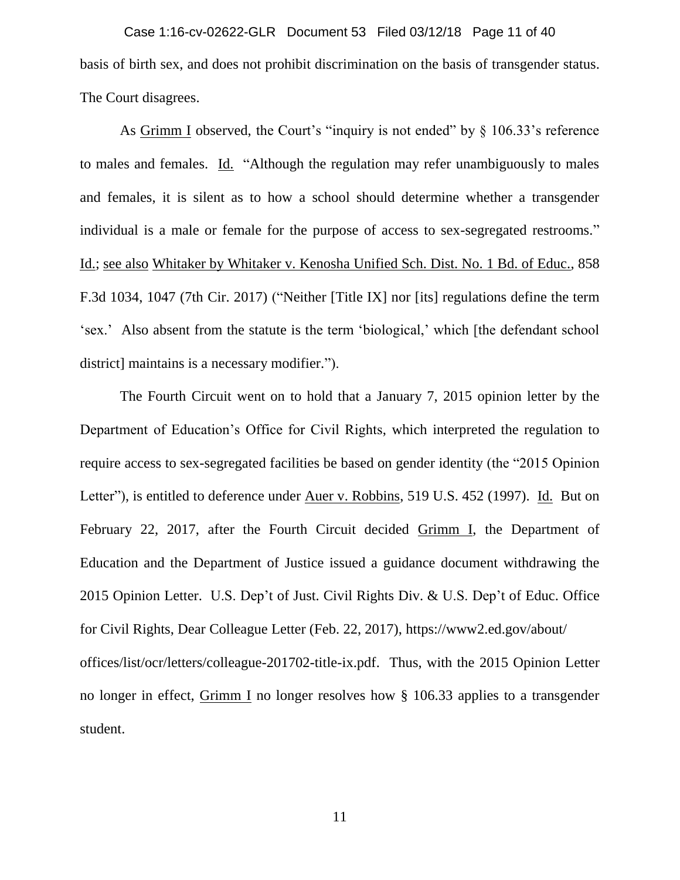basis of birth sex, and does not prohibit discrimination on the basis of transgender status. The Court disagrees.

As Grimm I observed, the Court's "inquiry is not ended" by § 106.33's reference to males and females. Id. "Although the regulation may refer unambiguously to males and females, it is silent as to how a school should determine whether a transgender individual is a male or female for the purpose of access to sex-segregated restrooms." Id.; see also Whitaker by Whitaker v. Kenosha Unified Sch. Dist. No. 1 Bd. of Educ., 858 F.3d 1034, 1047 (7th Cir. 2017) ("Neither [Title IX] nor [its] regulations define the term 'sex.' Also absent from the statute is the term 'biological,' which [the defendant school district] maintains is a necessary modifier.").

The Fourth Circuit went on to hold that a January 7, 2015 opinion letter by the Department of Education's Office for Civil Rights, which interpreted the regulation to require access to sex-segregated facilities be based on gender identity (the "2015 Opinion Letter"), is entitled to deference under Auer v. Robbins, 519 U.S. 452 (1997). Id. But on February 22, 2017, after the Fourth Circuit decided Grimm I, the Department of Education and the Department of Justice issued a guidance document withdrawing the 2015 Opinion Letter. U.S. Dep't of Just. Civil Rights Div. & U.S. Dep't of Educ. Office for Civil Rights, Dear Colleague Letter (Feb. 22, 2017), https://www2.ed.gov/about/offices/list/ocr/letters/colleague-201702-title-ix.pdf. Thus, with the 2015 Opinion Letter no longer in effect, Grimm I no longer resolves how § 106.33 applies to a transgender student.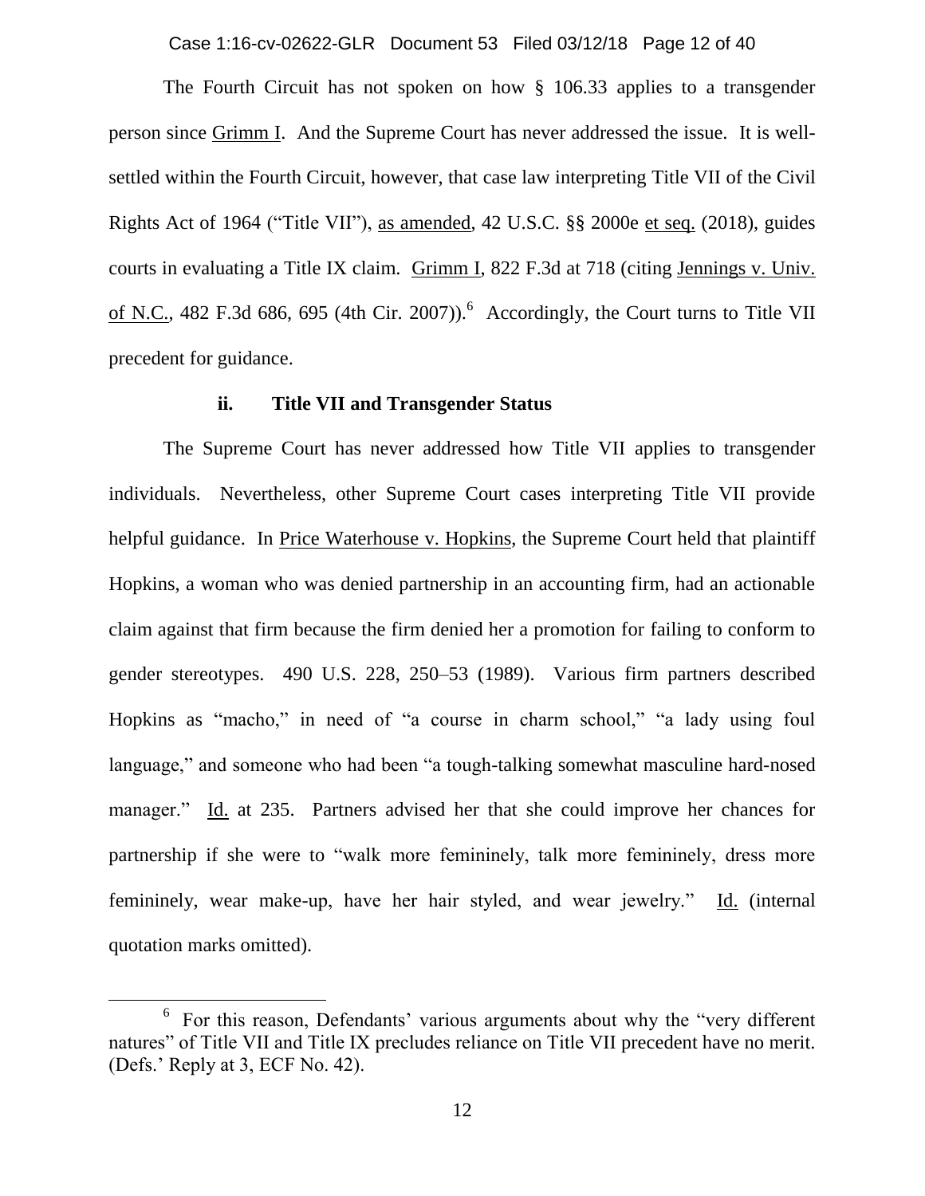The Fourth Circuit has not spoken on how § 106.33 applies to a transgender person since Grimm I. And the Supreme Court has never addressed the issue. It is well-settled within the Fourth Circuit, however, that case law interpreting Title VII of the Civil Rights Act of 1964 ("Title VII"), as amended, 42 U.S.C. §§ 2000e et seq. (2018), guides courts in evaluating a Title IX claim. Grimm I, 822 F.3d at 718 (citing Jennings v. Univ. of N.C., 482 F.3d 686, 695 (4th Cir. 2007)).[6] Accordingly, the Court turns to Title VII precedent for guidance.

#### ii. Title VII and Transgender Status

The Supreme Court has never addressed how Title VII applies to transgender individuals. Nevertheless, other Supreme Court cases interpreting Title VII provide helpful guidance. In Price Waterhouse v. Hopkins, the Supreme Court held that plaintiff Hopkins, a woman who was denied partnership in an accounting firm, had an actionable claim against that firm because the firm denied her a promotion for failing to conform to gender stereotypes. 490 U.S. 228, 250–53 (1989). Various firm partners described Hopkins as "macho," in need of "a course in charm school," "a lady using foul language," and someone who had been "a tough-talking somewhat masculine hard-nosed manager." Id. at 235. Partners advised her that she could improve her chances for partnership if she were to "walk more femininely, talk more femininely, dress more femininely, wear make-up, have her hair styled, and wear jewelry." Id. (internal quotation marks omitted).

---

[6] For this reason, Defendants' various arguments about why the "very different natures" of Title VII and Title IX precludes reliance on Title VII precedent have no merit. (Defs.' Reply at 3, ECF No. 42).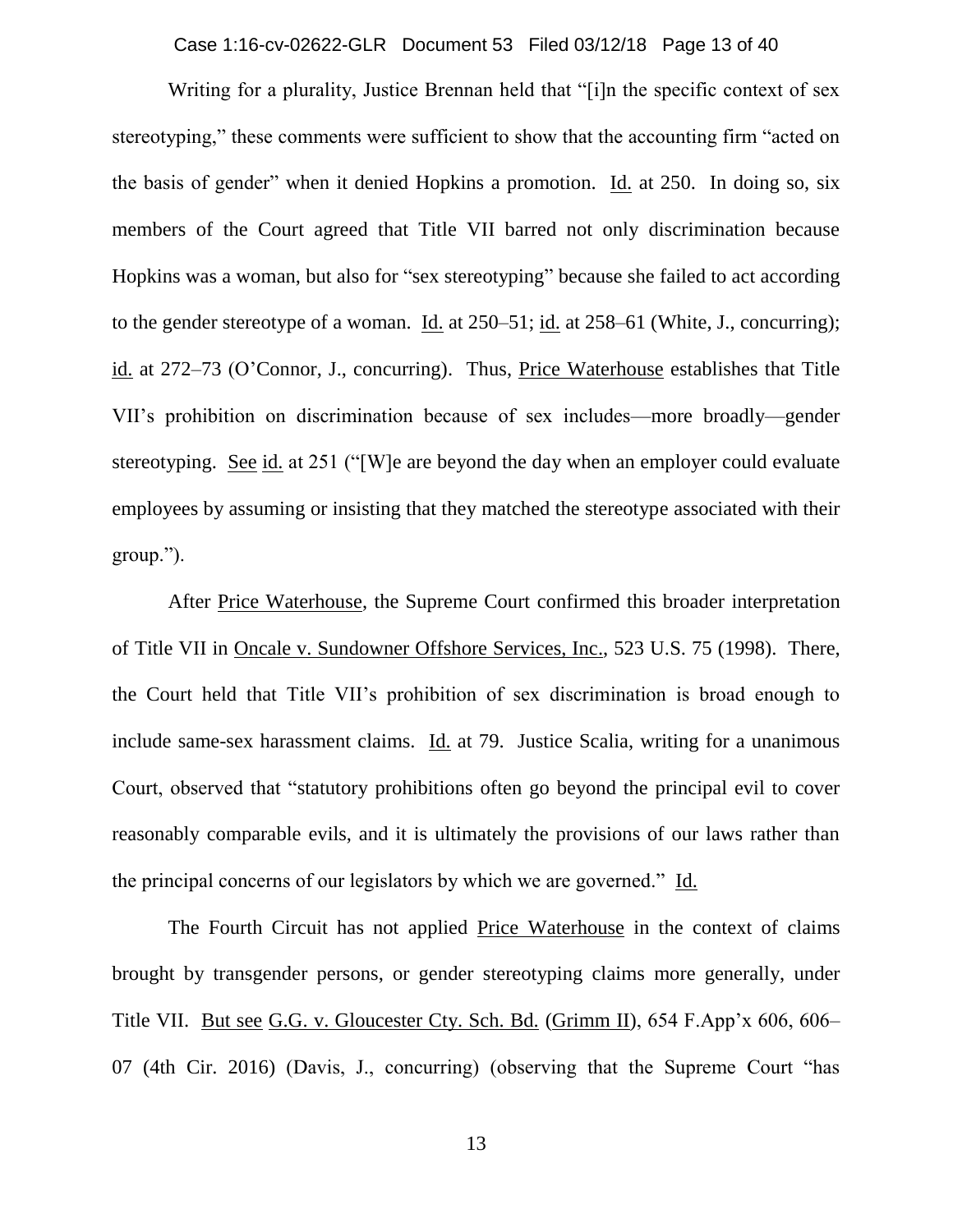Writing for a plurality, Justice Brennan held that "[i]n the specific context of sex stereotyping," these comments were sufficient to show that the accounting firm "acted on the basis of gender" when it denied Hopkins a promotion. Id. at 250. In doing so, six members of the Court agreed that Title VII barred not only discrimination because Hopkins was a woman, but also for "sex stereotyping" because she failed to act according to the gender stereotype of a woman. Id. at 250–51; id. at 258–61 (White, J., concurring); id. at 272–73 (O'Connor, J., concurring). Thus, Price Waterhouse establishes that Title VII's prohibition on discrimination because of sex includes—more broadly—gender stereotyping. See id. at 251 ("[W]e are beyond the day when an employer could evaluate employees by assuming or insisting that they matched the stereotype associated with their group.").

After Price Waterhouse, the Supreme Court confirmed this broader interpretation of Title VII in Oncale v. Sundowner Offshore Services, Inc., 523 U.S. 75 (1998). There, the Court held that Title VII's prohibition of sex discrimination is broad enough to include same-sex harassment claims. Id. at 79. Justice Scalia, writing for a unanimous Court, observed that "statutory prohibitions often go beyond the principal evil to cover reasonably comparable evils, and it is ultimately the provisions of our laws rather than the principal concerns of our legislators by which we are governed." Id.

The Fourth Circuit has not applied Price Waterhouse in the context of claims brought by transgender persons, or gender stereotyping claims more generally, under Title VII. But see G.G. v. Gloucester Cty. Sch. Bd. (Grimm II), 654 F.App'x 606, 606–07 (4th Cir. 2016) (Davis, J., concurring) (observing that the Supreme Court "has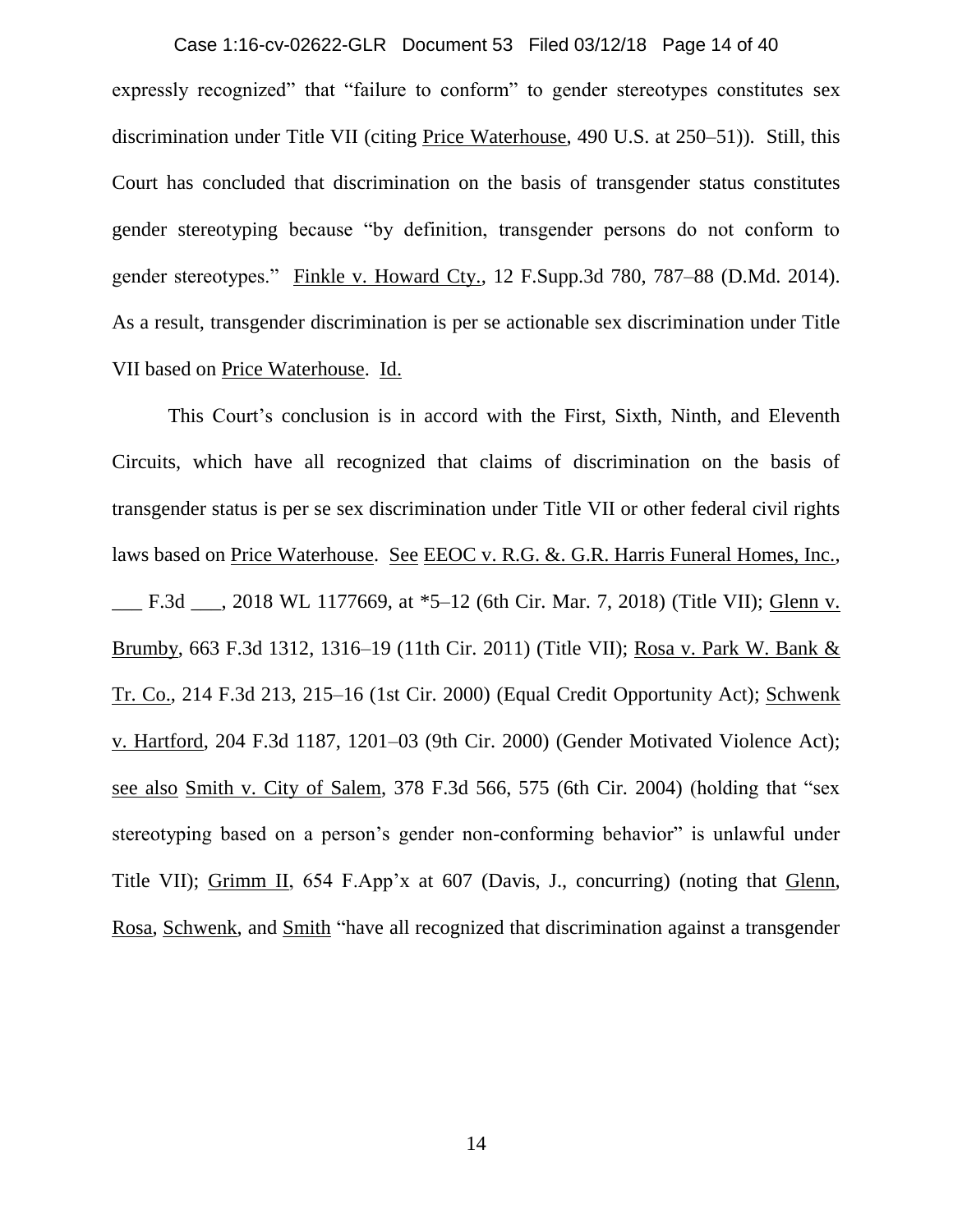expressly recognized" that "failure to conform" to gender stereotypes constitutes sex discrimination under Title VII (citing Price Waterhouse, 490 U.S. at 250–51)). Still, this Court has concluded that discrimination on the basis of transgender status constitutes gender stereotyping because "by definition, transgender persons do not conform to gender stereotypes." Finkle v. Howard Cty., 12 F.Supp.3d 780, 787–88 (D.Md. 2014). As a result, transgender discrimination is per se actionable sex discrimination under Title VII based on Price Waterhouse. Id.

This Court's conclusion is in accord with the First, Sixth, Ninth, and Eleventh Circuits, which have all recognized that claims of discrimination on the basis of transgender status is per se sex discrimination under Title VII or other federal civil rights laws based on Price Waterhouse. See EEOC v. R.G. &. G.R. Harris Funeral Homes, Inc., ___ F.3d ___, 2018 WL 1177669, at *5–12 (6th Cir. Mar. 7, 2018) (Title VII); Glenn v. Brumby, 663 F.3d 1312, 1316–19 (11th Cir. 2011) (Title VII); Rosa v. Park W. Bank & Tr. Co., 214 F.3d 213, 215–16 (1st Cir. 2000) (Equal Credit Opportunity Act); Schwenk v. Hartford, 204 F.3d 1187, 1201–03 (9th Cir. 2000) (Gender Motivated Violence Act); see also Smith v. City of Salem, 378 F.3d 566, 575 (6th Cir. 2004) (holding that "sex stereotyping based on a person's gender non-conforming behavior" is unlawful under Title VII); Grimm II, 654 F.App'x at 607 (Davis, J., concurring) (noting that Glenn, Rosa, Schwenk, and Smith "have all recognized that discrimination against a transgender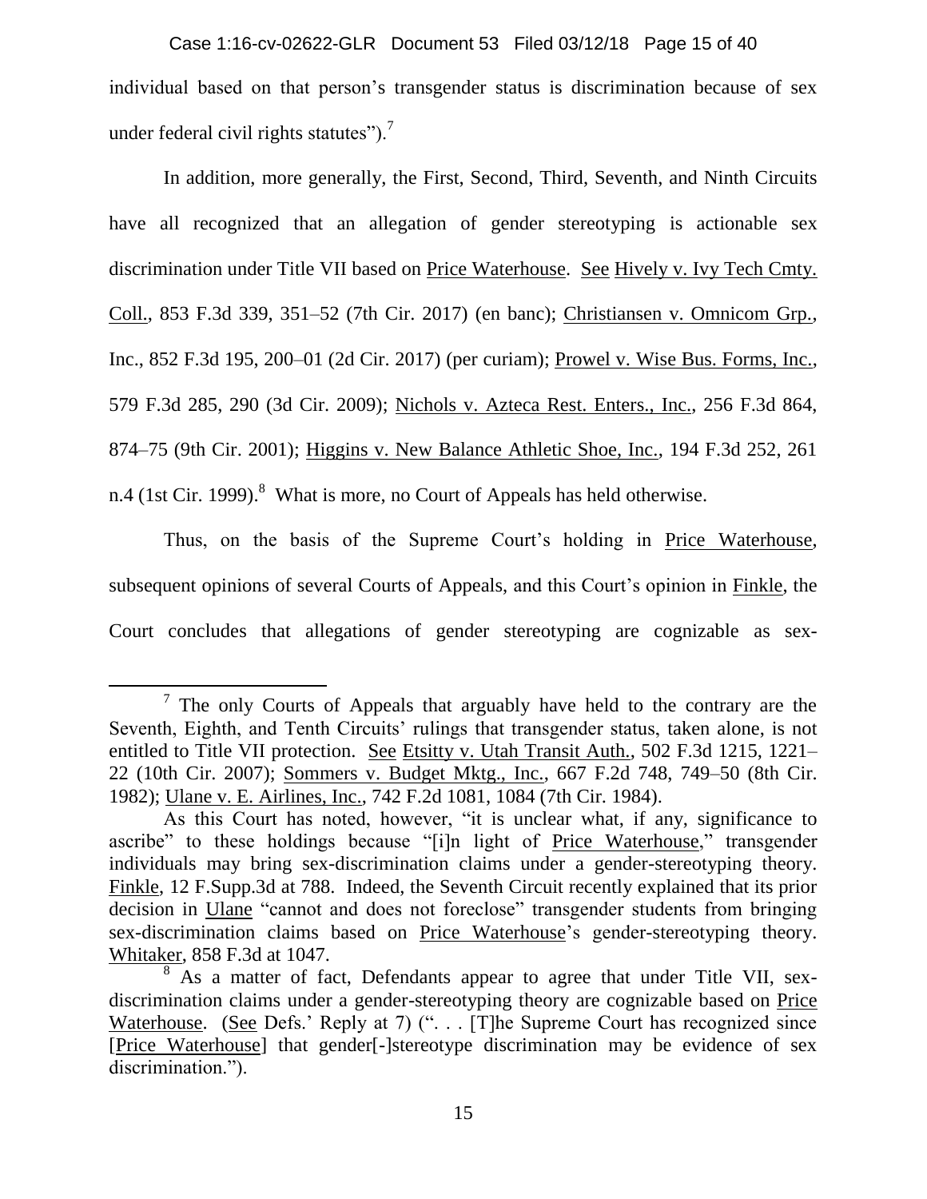individual based on that person's transgender status is discrimination because of sex under federal civil rights statutes").[7]

In addition, more generally, the First, Second, Third, Seventh, and Ninth Circuits have all recognized that an allegation of gender stereotyping is actionable sex discrimination under Title VII based on Price Waterhouse. See Hively v. Ivy Tech Cmty. Coll., 853 F.3d 339, 351–52 (7th Cir. 2017) (en banc); Christiansen v. Omnicom Grp., Inc., 852 F.3d 195, 200–01 (2d Cir. 2017) (per curiam); Prowel v. Wise Bus. Forms, Inc., 579 F.3d 285, 290 (3d Cir. 2009); Nichols v. Azteca Rest. Enters., Inc., 256 F.3d 864, 874–75 (9th Cir. 2001); Higgins v. New Balance Athletic Shoe, Inc., 194 F.3d 252, 261 n.4 (1st Cir. 1999).[8] What is more, no Court of Appeals has held otherwise.

Thus, on the basis of the Supreme Court's holding in Price Waterhouse, subsequent opinions of several Courts of Appeals, and this Court's opinion in Finkle, the Court concludes that allegations of gender stereotyping are cognizable as sex-

---

[7] The only Courts of Appeals that arguably have held to the contrary are the Seventh, Eighth, and Tenth Circuits' rulings that transgender status, taken alone, is not entitled to Title VII protection. See Etsitty v. Utah Transit Auth., 502 F.3d 1215, 1221–22 (10th Cir. 2007); Sommers v. Budget Mktg., Inc., 667 F.2d 748, 749–50 (8th Cir. 1982); Ulane v. E. Airlines, Inc., 742 F.2d 1081, 1084 (7th Cir. 1984).

As this Court has noted, however, "it is unclear what, if any, significance to ascribe" to these holdings because "[i]n light of Price Waterhouse," transgender individuals may bring sex-discrimination claims under a gender-stereotyping theory. Finkle, 12 F.Supp.3d at 788. Indeed, the Seventh Circuit recently explained that its prior decision in Ulane "cannot and does not foreclose" transgender students from bringing sex-discrimination claims based on Price Waterhouse's gender-stereotyping theory. Whitaker, 858 F.3d at 1047.

[8] As a matter of fact, Defendants appear to agree that under Title VII, sex-discrimination claims under a gender-stereotyping theory are cognizable based on Price Waterhouse. (See Defs.' Reply at 7) (". . . [T]he Supreme Court has recognized since [Price Waterhouse] that gender[-]stereotype discrimination may be evidence of sex discrimination.").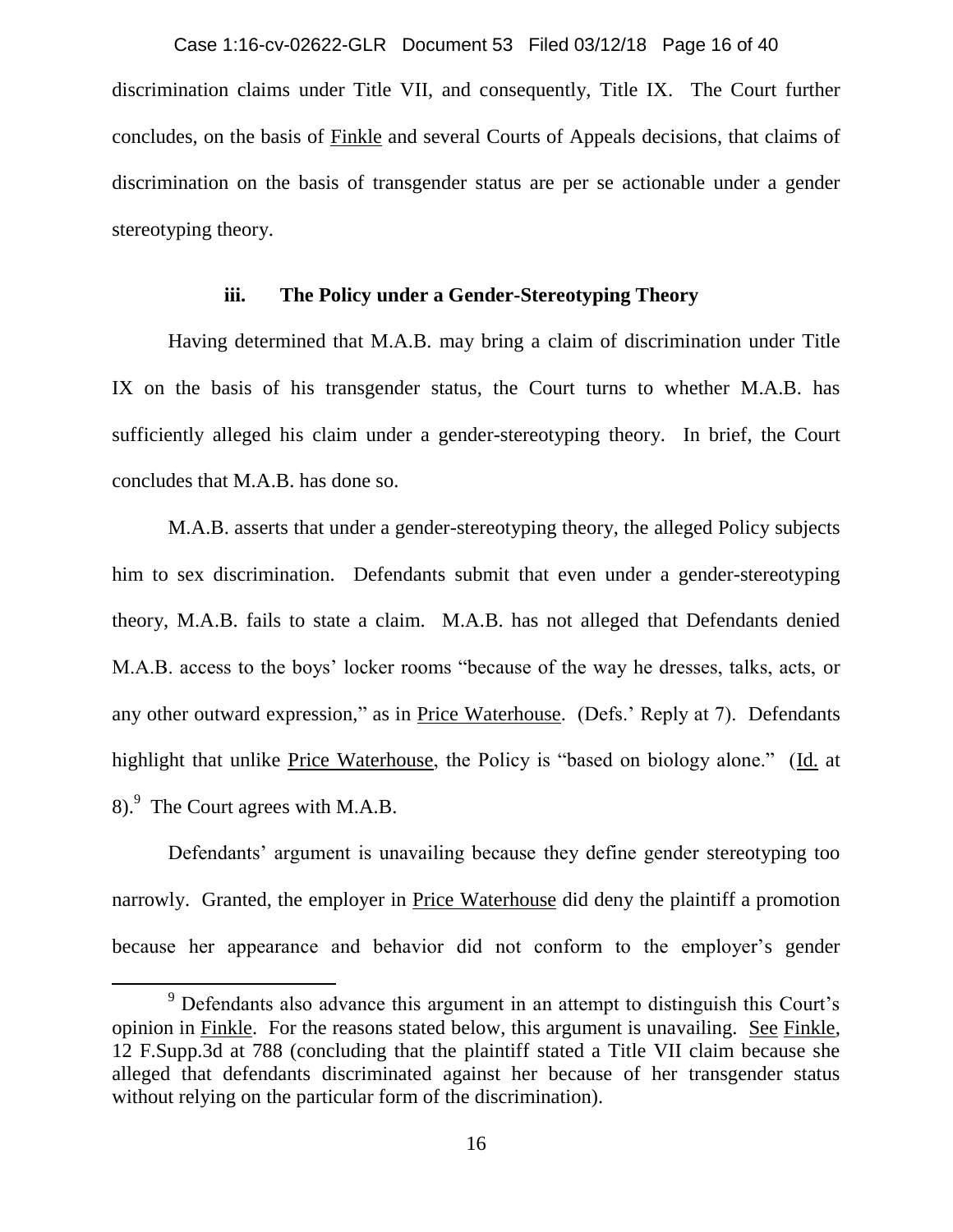discrimination claims under Title VII, and consequently, Title IX. The Court further concludes, on the basis of Finkle and several Courts of Appeals decisions, that claims of discrimination on the basis of transgender status are per se actionable under a gender stereotyping theory.

### iii. The Policy under a Gender-Stereotyping Theory

Having determined that M.A.B. may bring a claim of discrimination under Title IX on the basis of his transgender status, the Court turns to whether M.A.B. has sufficiently alleged his claim under a gender-stereotyping theory. In brief, the Court concludes that M.A.B. has done so.

M.A.B. asserts that under a gender-stereotyping theory, the alleged Policy subjects him to sex discrimination. Defendants submit that even under a gender-stereotyping theory, M.A.B. fails to state a claim. M.A.B. has not alleged that Defendants denied M.A.B. access to the boys' locker rooms "because of the way he dresses, talks, acts, or any other outward expression," as in Price Waterhouse. (Defs.' Reply at 7). Defendants highlight that unlike Price Waterhouse, the Policy is "based on biology alone." (Id. at 8).[9] The Court agrees with M.A.B.

Defendants' argument is unavailing because they define gender stereotyping too narrowly. Granted, the employer in Price Waterhouse did deny the plaintiff a promotion because her appearance and behavior did not conform to the employer's gender

---

[9] Defendants also advance this argument in an attempt to distinguish this Court's opinion in Finkle. For the reasons stated below, this argument is unavailing. See Finkle, 12 F.Supp.3d at 788 (concluding that the plaintiff stated a Title VII claim because she alleged that defendants discriminated against her because of her transgender status without relying on the particular form of the discrimination).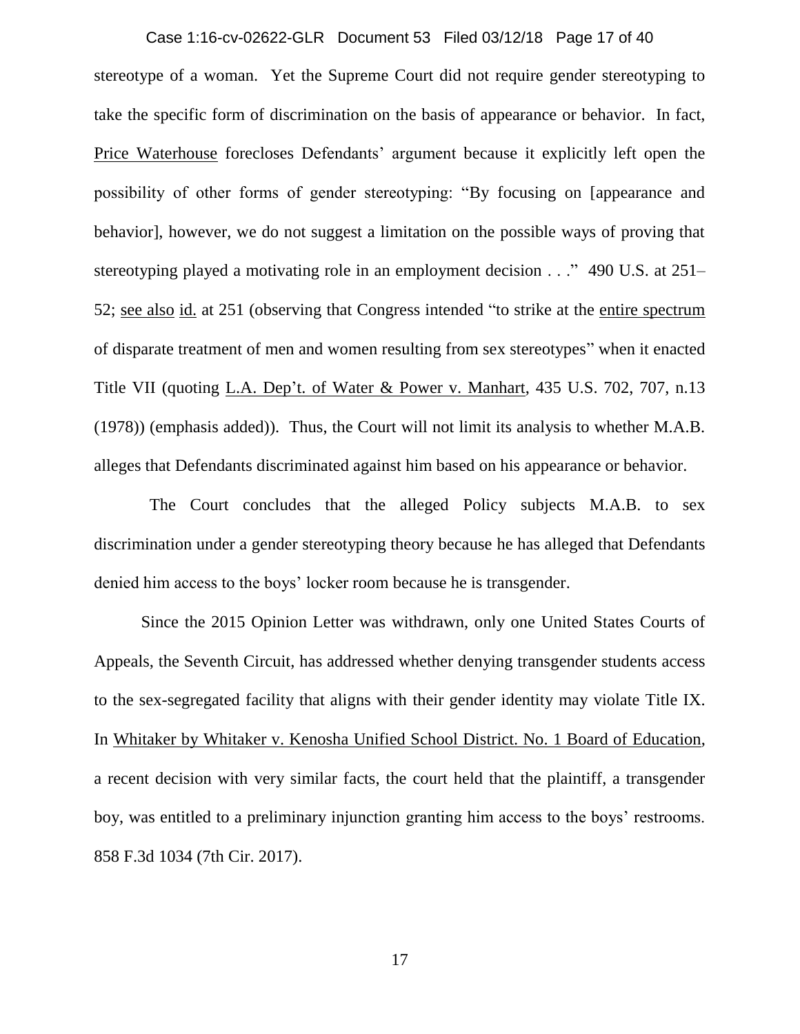stereotype of a woman. Yet the Supreme Court did not require gender stereotyping to take the specific form of discrimination on the basis of appearance or behavior. In fact, Price Waterhouse forecloses Defendants' argument because it explicitly left open the possibility of other forms of gender stereotyping: "By focusing on [appearance and behavior], however, we do not suggest a limitation on the possible ways of proving that stereotyping played a motivating role in an employment decision . . ." 490 U.S. at 251–52; see also id. at 251 (observing that Congress intended "to strike at the entire spectrum of disparate treatment of men and women resulting from sex stereotypes" when it enacted Title VII (quoting L.A. Dep't. of Water & Power v. Manhart, 435 U.S. 702, 707, n.13 (1978)) (emphasis added)). Thus, the Court will not limit its analysis to whether M.A.B. alleges that Defendants discriminated against him based on his appearance or behavior.

The Court concludes that the alleged Policy subjects M.A.B. to sex discrimination under a gender stereotyping theory because he has alleged that Defendants denied him access to the boys' locker room because he is transgender.

Since the 2015 Opinion Letter was withdrawn, only one United States Courts of Appeals, the Seventh Circuit, has addressed whether denying transgender students access to the sex-segregated facility that aligns with their gender identity may violate Title IX. In Whitaker by Whitaker v. Kenosha Unified School District. No. 1 Board of Education, a recent decision with very similar facts, the court held that the plaintiff, a transgender boy, was entitled to a preliminary injunction granting him access to the boys' restrooms. 858 F.3d 1034 (7th Cir. 2017).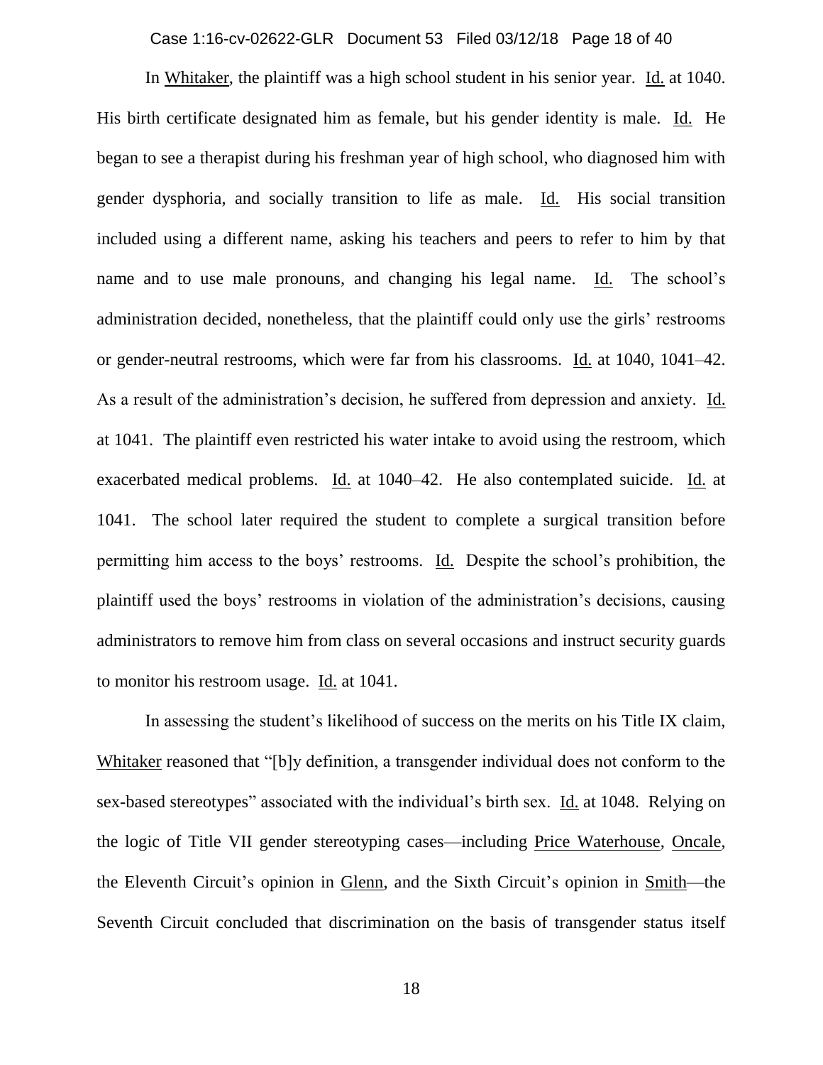In Whitaker, the plaintiff was a high school student in his senior year. Id. at 1040. His birth certificate designated him as female, but his gender identity is male. Id. He began to see a therapist during his freshman year of high school, who diagnosed him with gender dysphoria, and socially transition to life as male. Id. His social transition included using a different name, asking his teachers and peers to refer to him by that name and to use male pronouns, and changing his legal name. Id. The school's administration decided, nonetheless, that the plaintiff could only use the girls' restrooms or gender-neutral restrooms, which were far from his classrooms. Id. at 1040, 1041–42. As a result of the administration's decision, he suffered from depression and anxiety. Id. at 1041. The plaintiff even restricted his water intake to avoid using the restroom, which exacerbated medical problems. Id. at 1040–42. He also contemplated suicide. Id. at 1041. The school later required the student to complete a surgical transition before permitting him access to the boys' restrooms. Id. Despite the school's prohibition, the plaintiff used the boys' restrooms in violation of the administration's decisions, causing administrators to remove him from class on several occasions and instruct security guards to monitor his restroom usage. Id. at 1041.

In assessing the student's likelihood of success on the merits on his Title IX claim, Whitaker reasoned that "[b]y definition, a transgender individual does not conform to the sex-based stereotypes" associated with the individual's birth sex. Id. at 1048. Relying on the logic of Title VII gender stereotyping cases—including Price Waterhouse, Oncale, the Eleventh Circuit's opinion in Glenn, and the Sixth Circuit's opinion in Smith—the Seventh Circuit concluded that discrimination on the basis of transgender status itself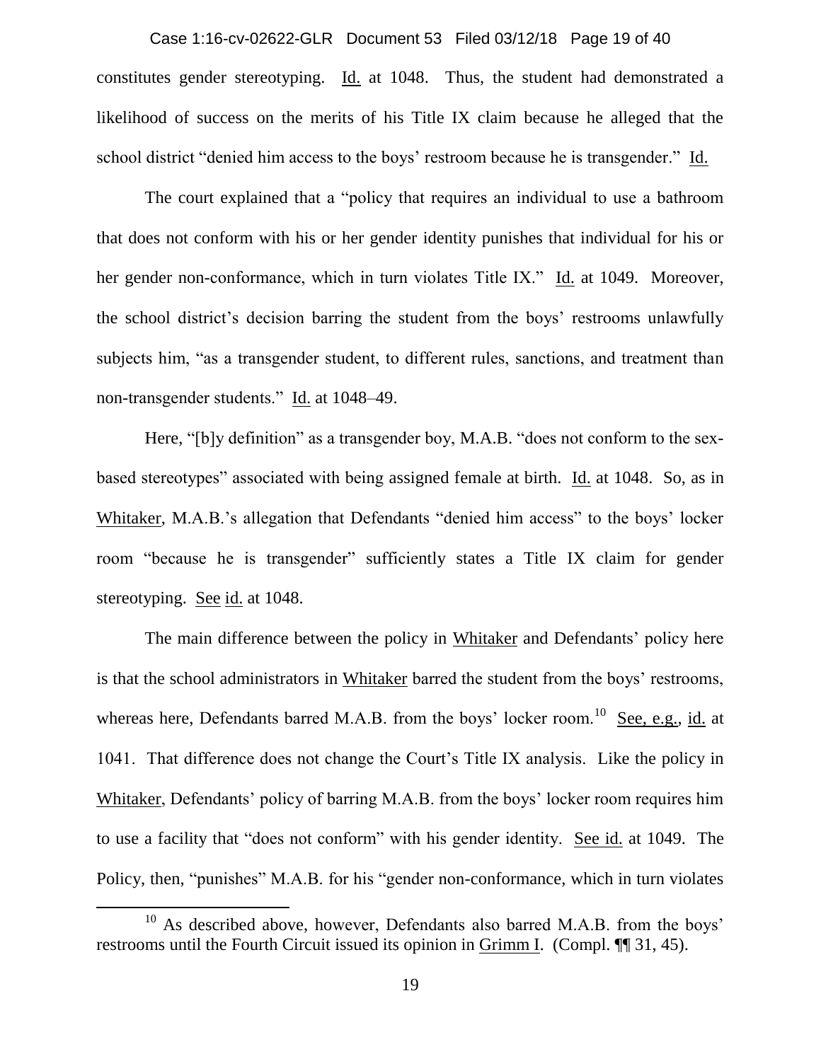constitutes gender stereotyping. Id. at 1048. Thus, the student had demonstrated a likelihood of success on the merits of his Title IX claim because he alleged that the school district "denied him access to the boys' restroom because he is transgender." Id.

The court explained that a "policy that requires an individual to use a bathroom that does not conform with his or her gender identity punishes that individual for his or her gender non-conformance, which in turn violates Title IX." Id. at 1049. Moreover, the school district's decision barring the student from the boys' restrooms unlawfully subjects him, "as a transgender student, to different rules, sanctions, and treatment than non-transgender students." Id. at 1048–49.

Here, "[b]y definition" as a transgender boy, M.A.B. "does not conform to the sex-based stereotypes" associated with being assigned female at birth. Id. at 1048. So, as in Whitaker, M.A.B.'s allegation that Defendants "denied him access" to the boys' locker room "because he is transgender" sufficiently states a Title IX claim for gender stereotyping. See id. at 1048.

The main difference between the policy in Whitaker and Defendants' policy here is that the school administrators in Whitaker barred the student from the boys' restrooms, whereas here, Defendants barred M.A.B. from the boys' locker room.[10] See, e.g., id. at 1041. That difference does not change the Court's Title IX analysis. Like the policy in Whitaker, Defendants' policy of barring M.A.B. from the boys' locker room requires him to use a facility that "does not conform" with his gender identity. See id. at 1049. The Policy, then, "punishes" M.A.B. for his "gender non-conformance, which in turn violates

---

[10] As described above, however, Defendants also barred M.A.B. from the boys' restrooms until the Fourth Circuit issued its opinion in Grimm I. (Compl. ¶¶ 31, 45).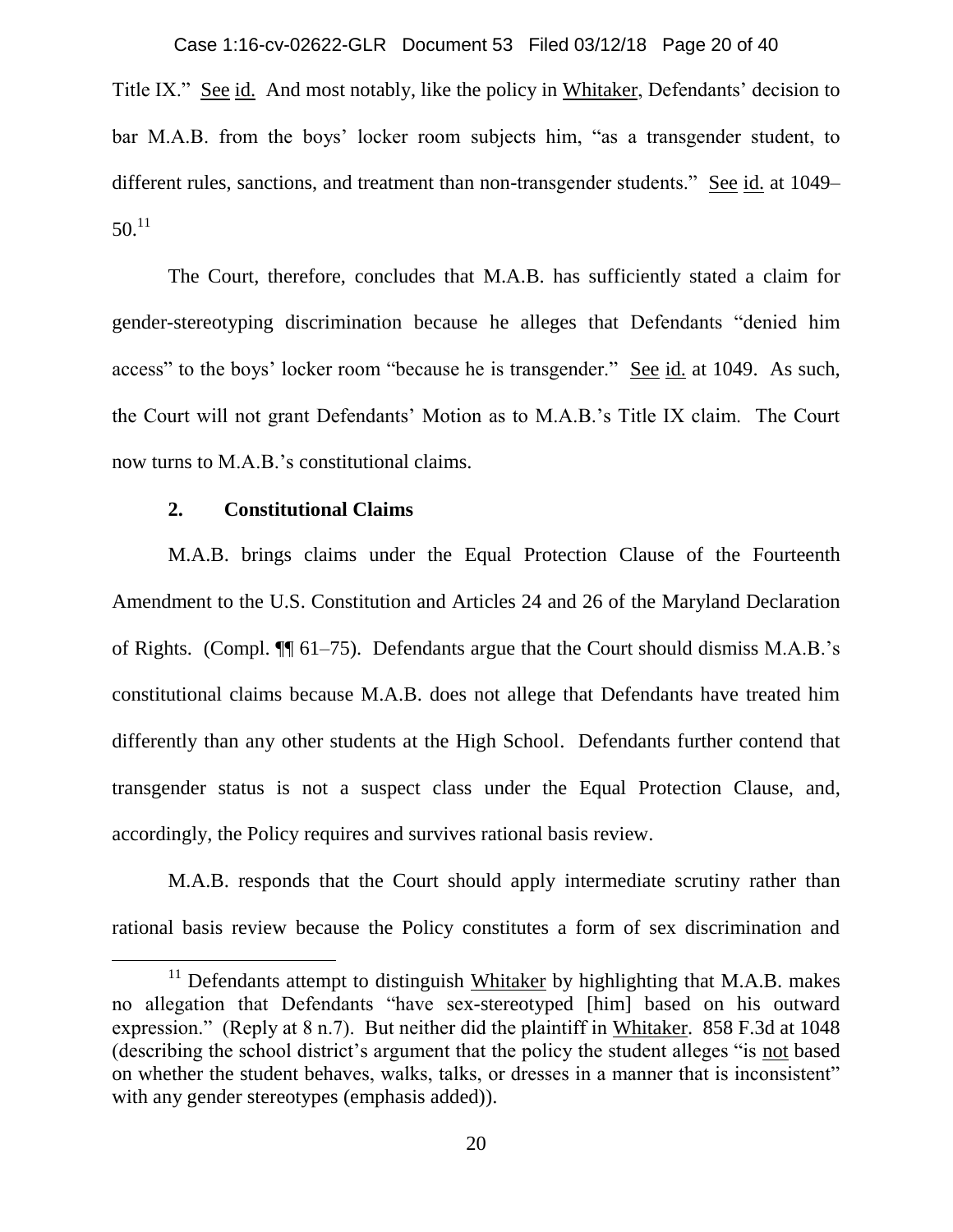Title IX." See id. And most notably, like the policy in Whitaker, Defendants' decision to bar M.A.B. from the boys' locker room subjects him, "as a transgender student, to different rules, sanctions, and treatment than non-transgender students." See id. at 1049–50.[11]

The Court, therefore, concludes that M.A.B. has sufficiently stated a claim for gender-stereotyping discrimination because he alleges that Defendants "denied him access" to the boys' locker room "because he is transgender." See id. at 1049. As such, the Court will not grant Defendants' Motion as to M.A.B.'s Title IX claim. The Court now turns to M.A.B.'s constitutional claims.

### 2. Constitutional Claims

M.A.B. brings claims under the Equal Protection Clause of the Fourteenth Amendment to the U.S. Constitution and Articles 24 and 26 of the Maryland Declaration of Rights. (Compl. ¶¶ 61–75). Defendants argue that the Court should dismiss M.A.B.'s constitutional claims because M.A.B. does not allege that Defendants have treated him differently than any other students at the High School. Defendants further contend that transgender status is not a suspect class under the Equal Protection Clause, and, accordingly, the Policy requires and survives rational basis review.

M.A.B. responds that the Court should apply intermediate scrutiny rather than rational basis review because the Policy constitutes a form of sex discrimination and

---

[11] Defendants attempt to distinguish Whitaker by highlighting that M.A.B. makes no allegation that Defendants "have sex-stereotyped [him] based on his outward expression." (Reply at 8 n.7). But neither did the plaintiff in Whitaker. 858 F.3d at 1048 (describing the school district's argument that the policy the student alleges "is not based on whether the student behaves, walks, talks, or dresses in a manner that is inconsistent" with any gender stereotypes (emphasis added)).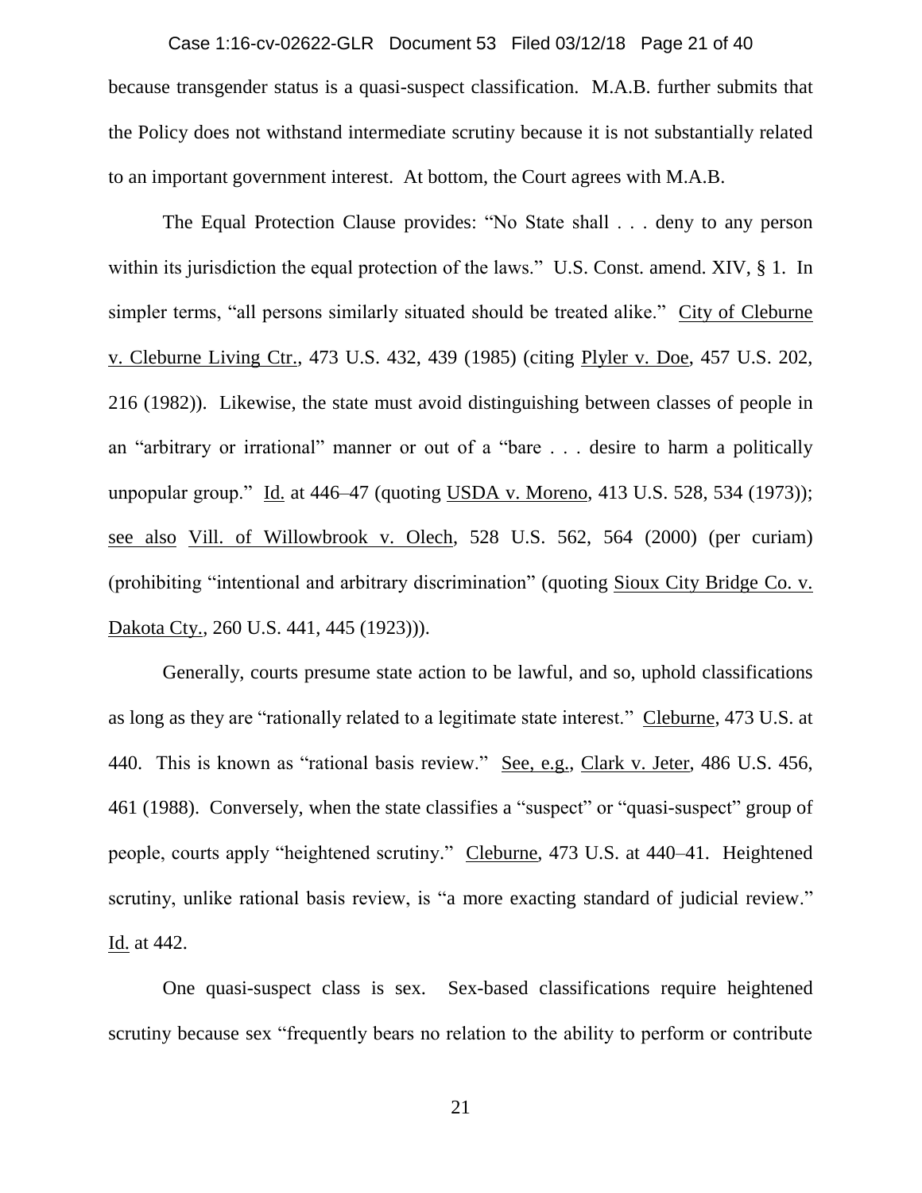because transgender status is a quasi-suspect classification. M.A.B. further submits that the Policy does not withstand intermediate scrutiny because it is not substantially related to an important government interest. At bottom, the Court agrees with M.A.B.

The Equal Protection Clause provides: "No State shall . . . deny to any person within its jurisdiction the equal protection of the laws." U.S. Const. amend. XIV, § 1. In simpler terms, "all persons similarly situated should be treated alike." City of Cleburne v. Cleburne Living Ctr., 473 U.S. 432, 439 (1985) (citing Plyler v. Doe, 457 U.S. 202, 216 (1982)). Likewise, the state must avoid distinguishing between classes of people in an "arbitrary or irrational" manner or out of a "bare . . . desire to harm a politically unpopular group." Id. at 446–47 (quoting USDA v. Moreno, 413 U.S. 528, 534 (1973)); see also Vill. of Willowbrook v. Olech, 528 U.S. 562, 564 (2000) (per curiam) (prohibiting "intentional and arbitrary discrimination" (quoting Sioux City Bridge Co. v. Dakota Cty., 260 U.S. 441, 445 (1923))).

Generally, courts presume state action to be lawful, and so, uphold classifications as long as they are "rationally related to a legitimate state interest." Cleburne, 473 U.S. at 440. This is known as "rational basis review." See, e.g., Clark v. Jeter, 486 U.S. 456, 461 (1988). Conversely, when the state classifies a "suspect" or "quasi-suspect" group of people, courts apply "heightened scrutiny." Cleburne, 473 U.S. at 440–41. Heightened scrutiny, unlike rational basis review, is "a more exacting standard of judicial review." Id. at 442.

One quasi-suspect class is sex. Sex-based classifications require heightened scrutiny because sex "frequently bears no relation to the ability to perform or contribute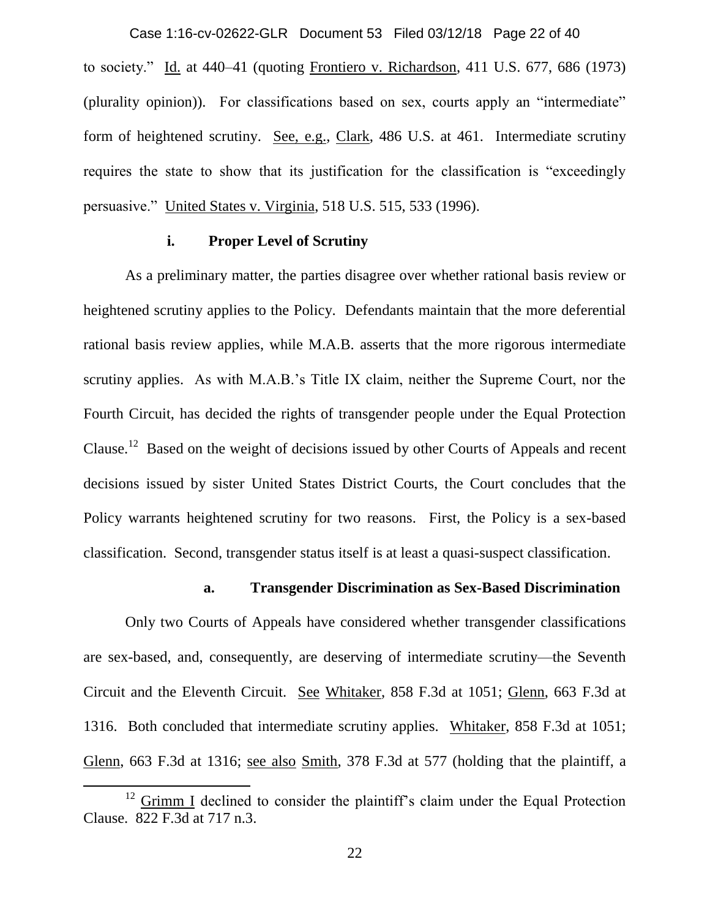to society." Id. at 440–41 (quoting Frontiero v. Richardson, 411 U.S. 677, 686 (1973) (plurality opinion)). For classifications based on sex, courts apply an "intermediate" form of heightened scrutiny. See, e.g., Clark, 486 U.S. at 461. Intermediate scrutiny requires the state to show that its justification for the classification is "exceedingly persuasive." United States v. Virginia, 518 U.S. 515, 533 (1996).

**i. Proper Level of Scrutiny**

As a preliminary matter, the parties disagree over whether rational basis review or heightened scrutiny applies to the Policy. Defendants maintain that the more deferential rational basis review applies, while M.A.B. asserts that the more rigorous intermediate scrutiny applies. As with M.A.B.'s Title IX claim, neither the Supreme Court, nor the Fourth Circuit, has decided the rights of transgender people under the Equal Protection Clause.[12] Based on the weight of decisions issued by other Courts of Appeals and recent decisions issued by sister United States District Courts, the Court concludes that the Policy warrants heightened scrutiny for two reasons. First, the Policy is a sex-based classification. Second, transgender status itself is at least a quasi-suspect classification.

**a. Transgender Discrimination as Sex-Based Discrimination**

Only two Courts of Appeals have considered whether transgender classifications are sex-based, and, consequently, are deserving of intermediate scrutiny—the Seventh Circuit and the Eleventh Circuit. See Whitaker, 858 F.3d at 1051; Glenn, 663 F.3d at 1316. Both concluded that intermediate scrutiny applies. Whitaker, 858 F.3d at 1051; Glenn, 663 F.3d at 1316; see also Smith, 378 F.3d at 577 (holding that the plaintiff, a

[12] Grimm I declined to consider the plaintiff's claim under the Equal Protection Clause. 822 F.3d at 717 n.3.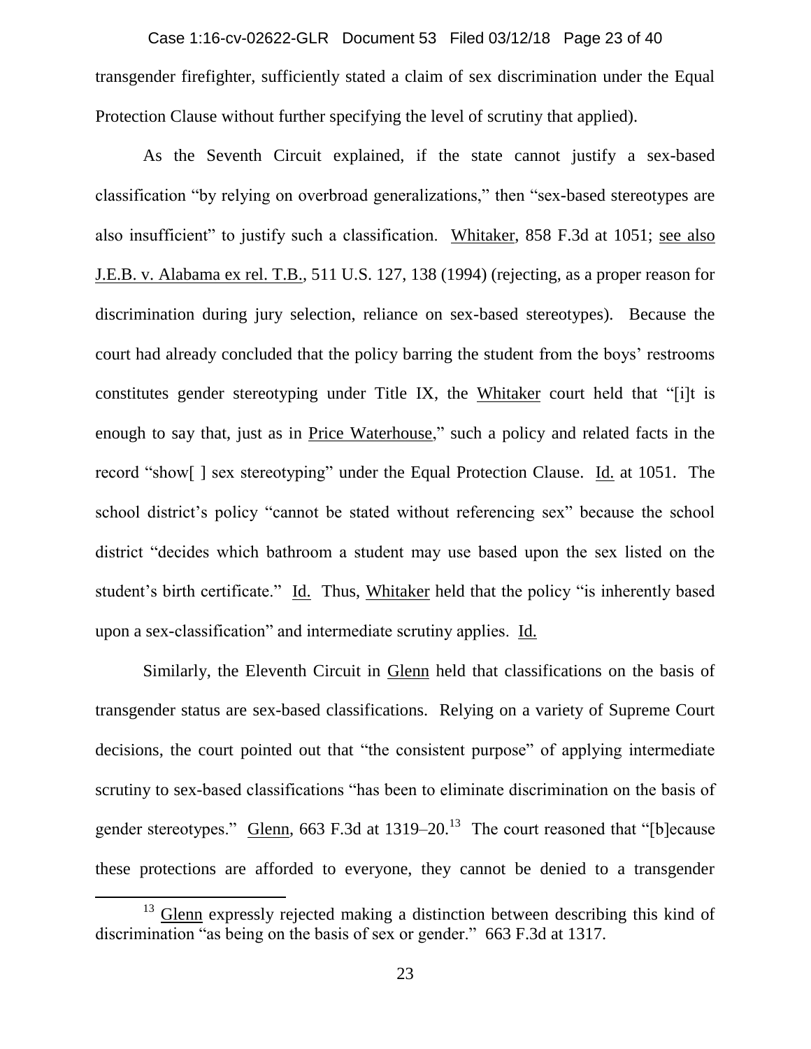transgender firefighter, sufficiently stated a claim of sex discrimination under the Equal Protection Clause without further specifying the level of scrutiny that applied).

As the Seventh Circuit explained, if the state cannot justify a sex-based classification "by relying on overbroad generalizations," then "sex-based stereotypes are also insufficient" to justify such a classification. Whitaker, 858 F.3d at 1051; see also J.E.B. v. Alabama ex rel. T.B., 511 U.S. 127, 138 (1994) (rejecting, as a proper reason for discrimination during jury selection, reliance on sex-based stereotypes). Because the court had already concluded that the policy barring the student from the boys' restrooms constitutes gender stereotyping under Title IX, the Whitaker court held that "[i]t is enough to say that, just as in Price Waterhouse," such a policy and related facts in the record "show[ ] sex stereotyping" under the Equal Protection Clause. Id. at 1051. The school district's policy "cannot be stated without referencing sex" because the school district "decides which bathroom a student may use based upon the sex listed on the student's birth certificate." Id. Thus, Whitaker held that the policy "is inherently based upon a sex-classification" and intermediate scrutiny applies. Id.

Similarly, the Eleventh Circuit in Glenn held that classifications on the basis of transgender status are sex-based classifications. Relying on a variety of Supreme Court decisions, the court pointed out that "the consistent purpose" of applying intermediate scrutiny to sex-based classifications "has been to eliminate discrimination on the basis of gender stereotypes." Glenn, 663 F.3d at 1319–20.[13] The court reasoned that "[b]ecause these protections are afforded to everyone, they cannot be denied to a transgender

[13] Glenn expressly rejected making a distinction between describing this kind of discrimination "as being on the basis of sex or gender." 663 F.3d at 1317.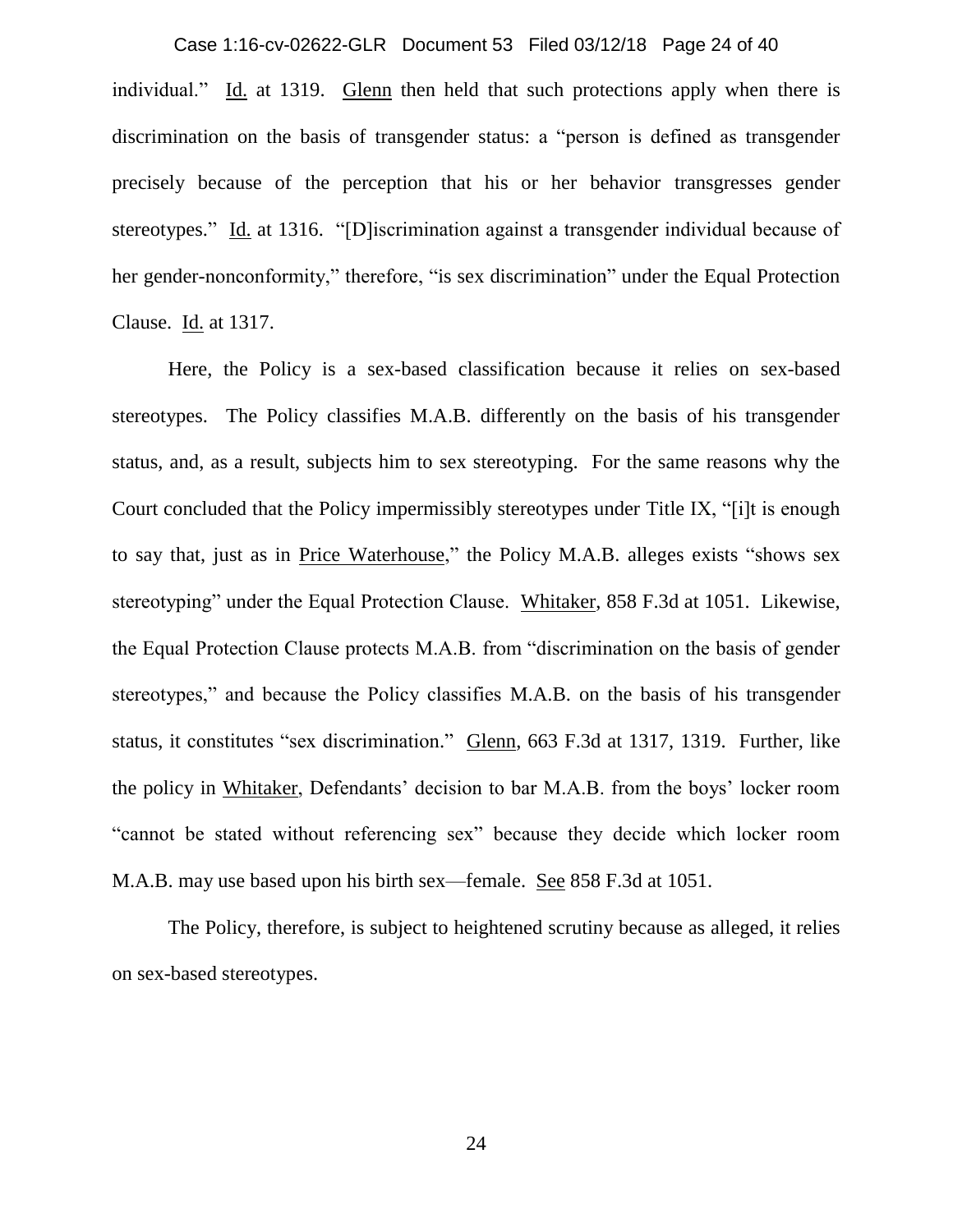individual." Id. at 1319. Glenn then held that such protections apply when there is discrimination on the basis of transgender status: a "person is defined as transgender precisely because of the perception that his or her behavior transgresses gender stereotypes." Id. at 1316. "[D]iscrimination against a transgender individual because of her gender-nonconformity," therefore, "is sex discrimination" under the Equal Protection Clause. Id. at 1317.

Here, the Policy is a sex-based classification because it relies on sex-based stereotypes. The Policy classifies M.A.B. differently on the basis of his transgender status, and, as a result, subjects him to sex stereotyping. For the same reasons why the Court concluded that the Policy impermissibly stereotypes under Title IX, "[i]t is enough to say that, just as in Price Waterhouse," the Policy M.A.B. alleges exists "shows sex stereotyping" under the Equal Protection Clause. Whitaker, 858 F.3d at 1051. Likewise, the Equal Protection Clause protects M.A.B. from "discrimination on the basis of gender stereotypes," and because the Policy classifies M.A.B. on the basis of his transgender status, it constitutes "sex discrimination." Glenn, 663 F.3d at 1317, 1319. Further, like the policy in Whitaker, Defendants' decision to bar M.A.B. from the boys' locker room "cannot be stated without referencing sex" because they decide which locker room M.A.B. may use based upon his birth sex—female. See 858 F.3d at 1051.

The Policy, therefore, is subject to heightened scrutiny because as alleged, it relies on sex-based stereotypes.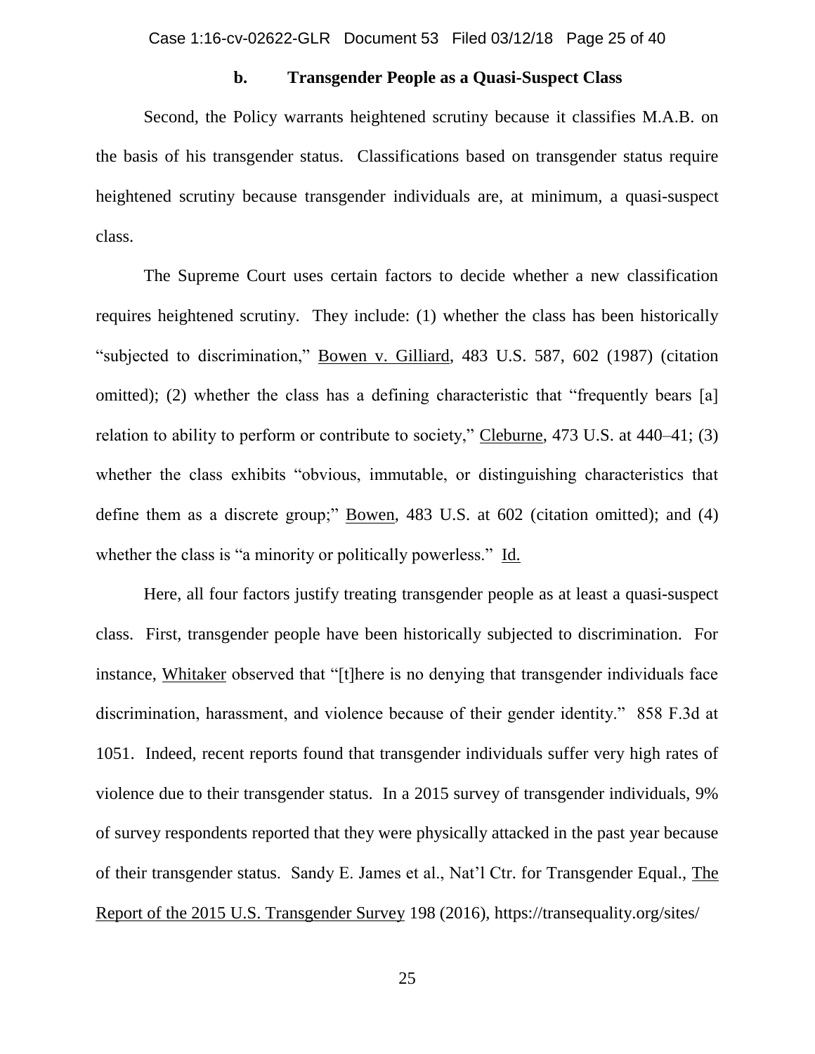#### b. Transgender People as a Quasi-Suspect Class

Second, the Policy warrants heightened scrutiny because it classifies M.A.B. on the basis of his transgender status. Classifications based on transgender status require heightened scrutiny because transgender individuals are, at minimum, a quasi-suspect class.

The Supreme Court uses certain factors to decide whether a new classification requires heightened scrutiny. They include: (1) whether the class has been historically "subjected to discrimination," Bowen v. Gilliard, 483 U.S. 587, 602 (1987) (citation omitted); (2) whether the class has a defining characteristic that "frequently bears [a] relation to ability to perform or contribute to society," Cleburne, 473 U.S. at 440–41; (3) whether the class exhibits "obvious, immutable, or distinguishing characteristics that define them as a discrete group;" Bowen, 483 U.S. at 602 (citation omitted); and (4) whether the class is "a minority or politically powerless." Id.

Here, all four factors justify treating transgender people as at least a quasi-suspect class. First, transgender people have been historically subjected to discrimination. For instance, Whitaker observed that "[t]here is no denying that transgender individuals face discrimination, harassment, and violence because of their gender identity." 858 F.3d at 1051. Indeed, recent reports found that transgender individuals suffer very high rates of violence due to their transgender status. In a 2015 survey of transgender individuals, 9% of survey respondents reported that they were physically attacked in the past year because of their transgender status. Sandy E. James et al., Nat'l Ctr. for Transgender Equal., The Report of the 2015 U.S. Transgender Survey 198 (2016), https://transequality.org/sites/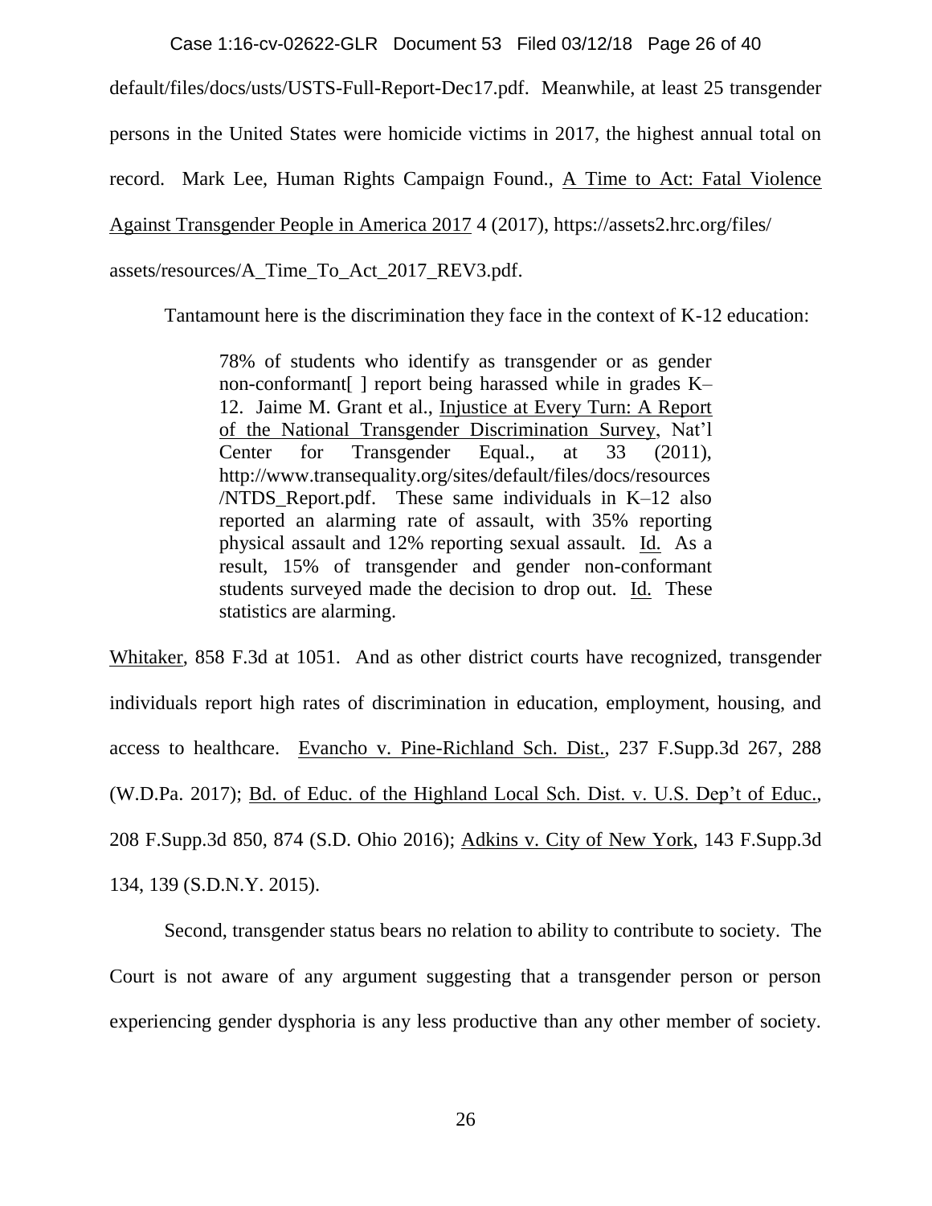default/files/docs/usts/USTS-Full-Report-Dec17.pdf. Meanwhile, at least 25 transgender persons in the United States were homicide victims in 2017, the highest annual total on record. Mark Lee, Human Rights Campaign Found., A Time to Act: Fatal Violence Against Transgender People in America 2017 4 (2017), https://assets2.hrc.org/files/assets/resources/A_Time_To_Act_2017_REV3.pdf.

Tantamount here is the discrimination they face in the context of K-12 education:

> 78% of students who identify as transgender or as gender non-conformant[ ] report being harassed while in grades K–12. Jaime M. Grant et al., Injustice at Every Turn: A Report of the National Transgender Discrimination Survey, Nat'l Center for Transgender Equal., at 33 (2011), http://www.transequality.org/sites/default/files/docs/resources/NTDS_Report.pdf. These same individuals in K–12 also reported an alarming rate of assault, with 35% reporting physical assault and 12% reporting sexual assault. Id. As a result, 15% of transgender and gender non-conformant students surveyed made the decision to drop out. Id. These statistics are alarming.

Whitaker, 858 F.3d at 1051. And as other district courts have recognized, transgender individuals report high rates of discrimination in education, employment, housing, and access to healthcare. Evancho v. Pine-Richland Sch. Dist., 237 F.Supp.3d 267, 288 (W.D.Pa. 2017); Bd. of Educ. of the Highland Local Sch. Dist. v. U.S. Dep't of Educ., 208 F.Supp.3d 850, 874 (S.D. Ohio 2016); Adkins v. City of New York, 143 F.Supp.3d 134, 139 (S.D.N.Y. 2015).

Second, transgender status bears no relation to ability to contribute to society. The Court is not aware of any argument suggesting that a transgender person or person experiencing gender dysphoria is any less productive than any other member of society.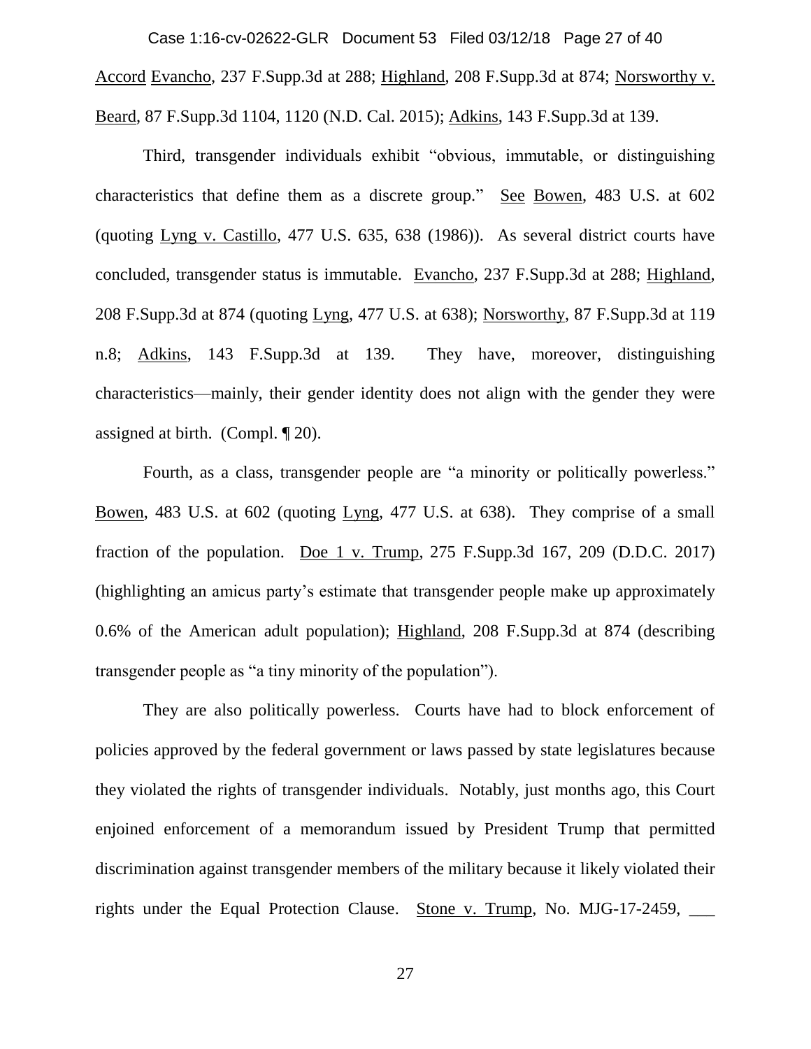Accord Evancho, 237 F.Supp.3d at 288; Highland, 208 F.Supp.3d at 874; Norsworthy v. Beard, 87 F.Supp.3d 1104, 1120 (N.D. Cal. 2015); Adkins, 143 F.Supp.3d at 139.

Third, transgender individuals exhibit "obvious, immutable, or distinguishing characteristics that define them as a discrete group." See Bowen, 483 U.S. at 602 (quoting Lyng v. Castillo, 477 U.S. 635, 638 (1986)). As several district courts have concluded, transgender status is immutable. Evancho, 237 F.Supp.3d at 288; Highland, 208 F.Supp.3d at 874 (quoting Lyng, 477 U.S. at 638); Norsworthy, 87 F.Supp.3d at 119 n.8; Adkins, 143 F.Supp.3d at 139. They have, moreover, distinguishing characteristics—mainly, their gender identity does not align with the gender they were assigned at birth. (Compl. ¶ 20).

Fourth, as a class, transgender people are "a minority or politically powerless." Bowen, 483 U.S. at 602 (quoting Lyng, 477 U.S. at 638). They comprise of a small fraction of the population. Doe 1 v. Trump, 275 F.Supp.3d 167, 209 (D.D.C. 2017) (highlighting an amicus party's estimate that transgender people make up approximately 0.6% of the American adult population); Highland, 208 F.Supp.3d at 874 (describing transgender people as "a tiny minority of the population").

They are also politically powerless. Courts have had to block enforcement of policies approved by the federal government or laws passed by state legislatures because they violated the rights of transgender individuals. Notably, just months ago, this Court enjoined enforcement of a memorandum issued by President Trump that permitted discrimination against transgender members of the military because it likely violated their rights under the Equal Protection Clause. Stone v. Trump, No. MJG-17-2459, ___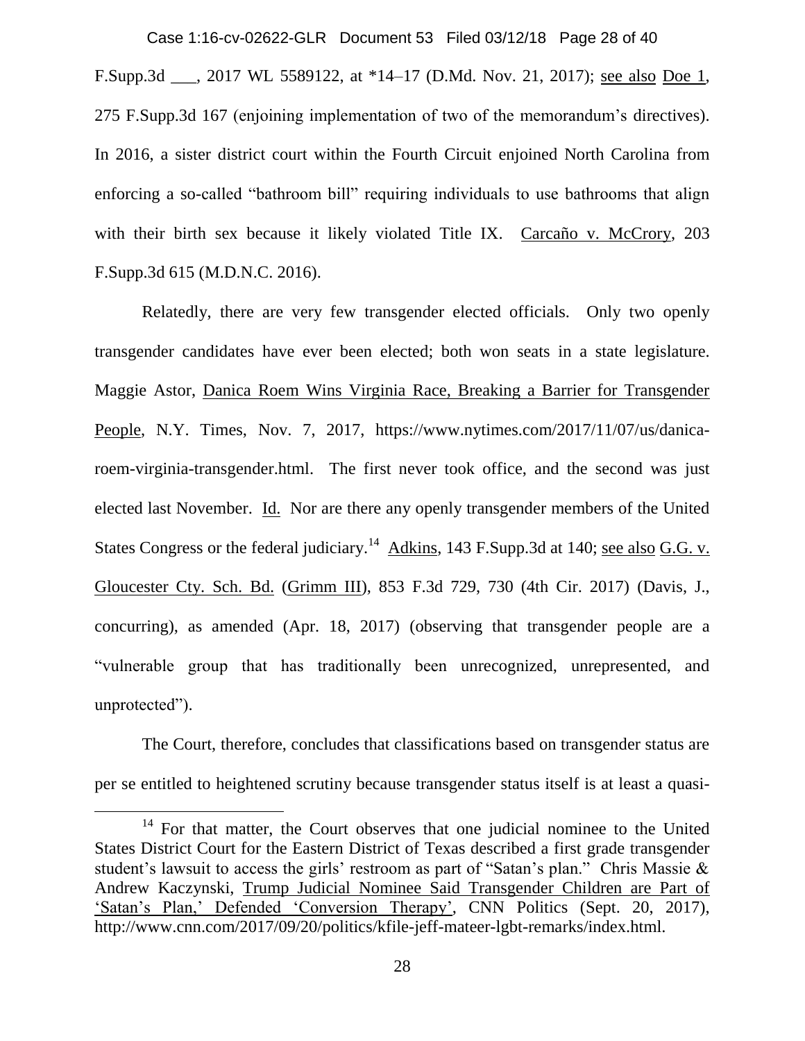F.Supp.3d ___, 2017 WL 5589122, at *14–17 (D.Md. Nov. 21, 2017); see also Doe 1, 275 F.Supp.3d 167 (enjoining implementation of two of the memorandum's directives). In 2016, a sister district court within the Fourth Circuit enjoined North Carolina from enforcing a so-called "bathroom bill" requiring individuals to use bathrooms that align with their birth sex because it likely violated Title IX. Carcaño v. McCrory, 203 F.Supp.3d 615 (M.D.N.C. 2016).

Relatedly, there are very few transgender elected officials. Only two openly transgender candidates have ever been elected; both won seats in a state legislature. Maggie Astor, Danica Roem Wins Virginia Race, Breaking a Barrier for Transgender People, N.Y. Times, Nov. 7, 2017, https://www.nytimes.com/2017/11/07/us/danica-roem-virginia-transgender.html. The first never took office, and the second was just elected last November. Id. Nor are there any openly transgender members of the United States Congress or the federal judiciary.[14] Adkins, 143 F.Supp.3d at 140; see also G.G. v. Gloucester Cty. Sch. Bd. (Grimm III), 853 F.3d 729, 730 (4th Cir. 2017) (Davis, J., concurring), as amended (Apr. 18, 2017) (observing that transgender people are a "vulnerable group that has traditionally been unrecognized, unrepresented, and unprotected").

The Court, therefore, concludes that classifications based on transgender status are per se entitled to heightened scrutiny because transgender status itself is at least a quasi-

[14] For that matter, the Court observes that one judicial nominee to the United States District Court for the Eastern District of Texas described a first grade transgender student's lawsuit to access the girls' restroom as part of "Satan's plan." Chris Massie & Andrew Kaczynski, Trump Judicial Nominee Said Transgender Children are Part of 'Satan's Plan,' Defended 'Conversion Therapy', CNN Politics (Sept. 20, 2017), http://www.cnn.com/2017/09/20/politics/kfile-jeff-mateer-lgbt-remarks/index.html.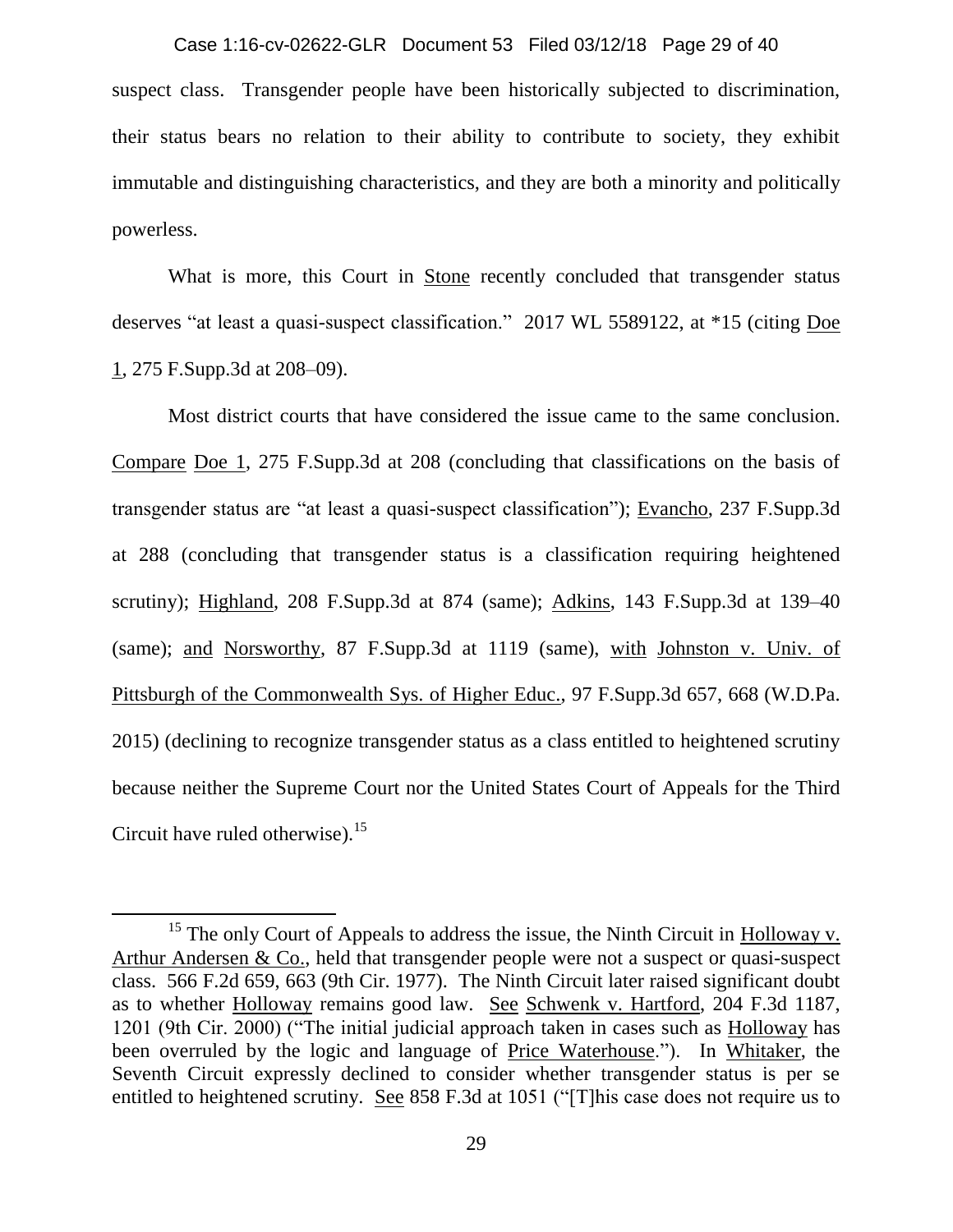suspect class. Transgender people have been historically subjected to discrimination, their status bears no relation to their ability to contribute to society, they exhibit immutable and distinguishing characteristics, and they are both a minority and politically powerless.

What is more, this Court in Stone recently concluded that transgender status deserves "at least a quasi-suspect classification." 2017 WL 5589122, at *15 (citing Doe 1, 275 F.Supp.3d at 208–09).

Most district courts that have considered the issue came to the same conclusion. Compare Doe 1, 275 F.Supp.3d at 208 (concluding that classifications on the basis of transgender status are "at least a quasi-suspect classification"); Evancho, 237 F.Supp.3d at 288 (concluding that transgender status is a classification requiring heightened scrutiny); Highland, 208 F.Supp.3d at 874 (same); Adkins, 143 F.Supp.3d at 139–40 (same); and Norsworthy, 87 F.Supp.3d at 1119 (same), with Johnston v. Univ. of Pittsburgh of the Commonwealth Sys. of Higher Educ., 97 F.Supp.3d 657, 668 (W.D.Pa. 2015) (declining to recognize transgender status as a class entitled to heightened scrutiny because neither the Supreme Court nor the United States Court of Appeals for the Third Circuit have ruled otherwise).[15]

[15] The only Court of Appeals to address the issue, the Ninth Circuit in Holloway v. Arthur Andersen & Co., held that transgender people were not a suspect or quasi-suspect class. 566 F.2d 659, 663 (9th Cir. 1977). The Ninth Circuit later raised significant doubt as to whether Holloway remains good law. See Schwenk v. Hartford, 204 F.3d 1187, 1201 (9th Cir. 2000) ("The initial judicial approach taken in cases such as Holloway has been overruled by the logic and language of Price Waterhouse."). In Whitaker, the Seventh Circuit expressly declined to consider whether transgender status is per se entitled to heightened scrutiny. See 858 F.3d at 1051 ("[T]his case does not require us to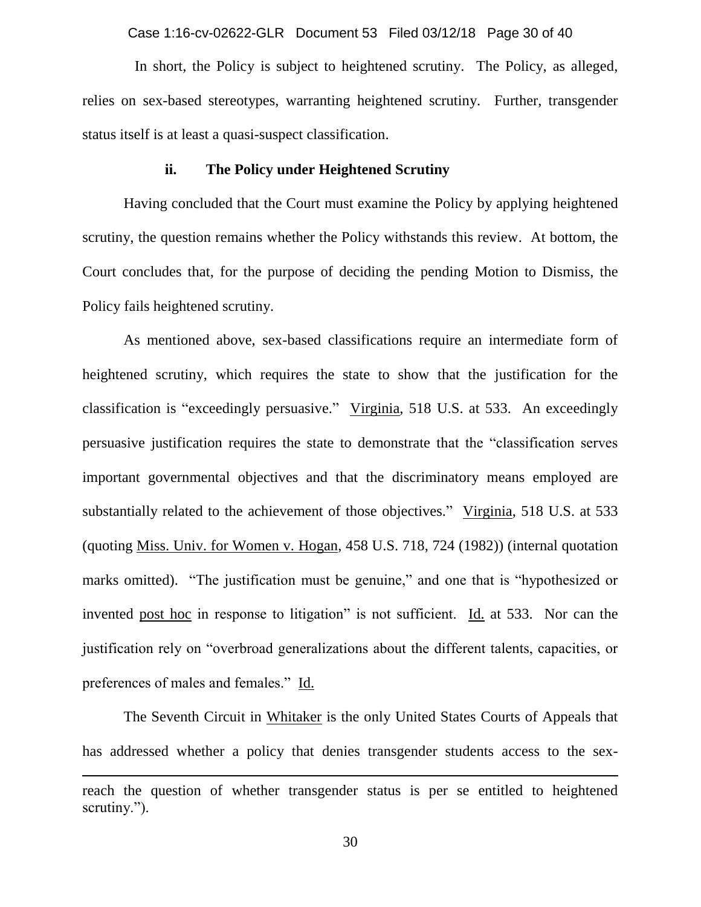In short, the Policy is subject to heightened scrutiny. The Policy, as alleged, relies on sex-based stereotypes, warranting heightened scrutiny. Further, transgender status itself is at least a quasi-suspect classification.

### ii. The Policy under Heightened Scrutiny

Having concluded that the Court must examine the Policy by applying heightened scrutiny, the question remains whether the Policy withstands this review. At bottom, the Court concludes that, for the purpose of deciding the pending Motion to Dismiss, the Policy fails heightened scrutiny.

As mentioned above, sex-based classifications require an intermediate form of heightened scrutiny, which requires the state to show that the justification for the classification is "exceedingly persuasive." Virginia, 518 U.S. at 533. An exceedingly persuasive justification requires the state to demonstrate that the "classification serves important governmental objectives and that the discriminatory means employed are substantially related to the achievement of those objectives." Virginia, 518 U.S. at 533 (quoting Miss. Univ. for Women v. Hogan, 458 U.S. 718, 724 (1982)) (internal quotation marks omitted). "The justification must be genuine," and one that is "hypothesized or invented post hoc in response to litigation" is not sufficient. Id. at 533. Nor can the justification rely on "overbroad generalizations about the different talents, capacities, or preferences of males and females." Id.

The Seventh Circuit in Whitaker is the only United States Courts of Appeals that has addressed whether a policy that denies transgender students access to the sex-

---

reach the question of whether transgender status is per se entitled to heightened scrutiny.").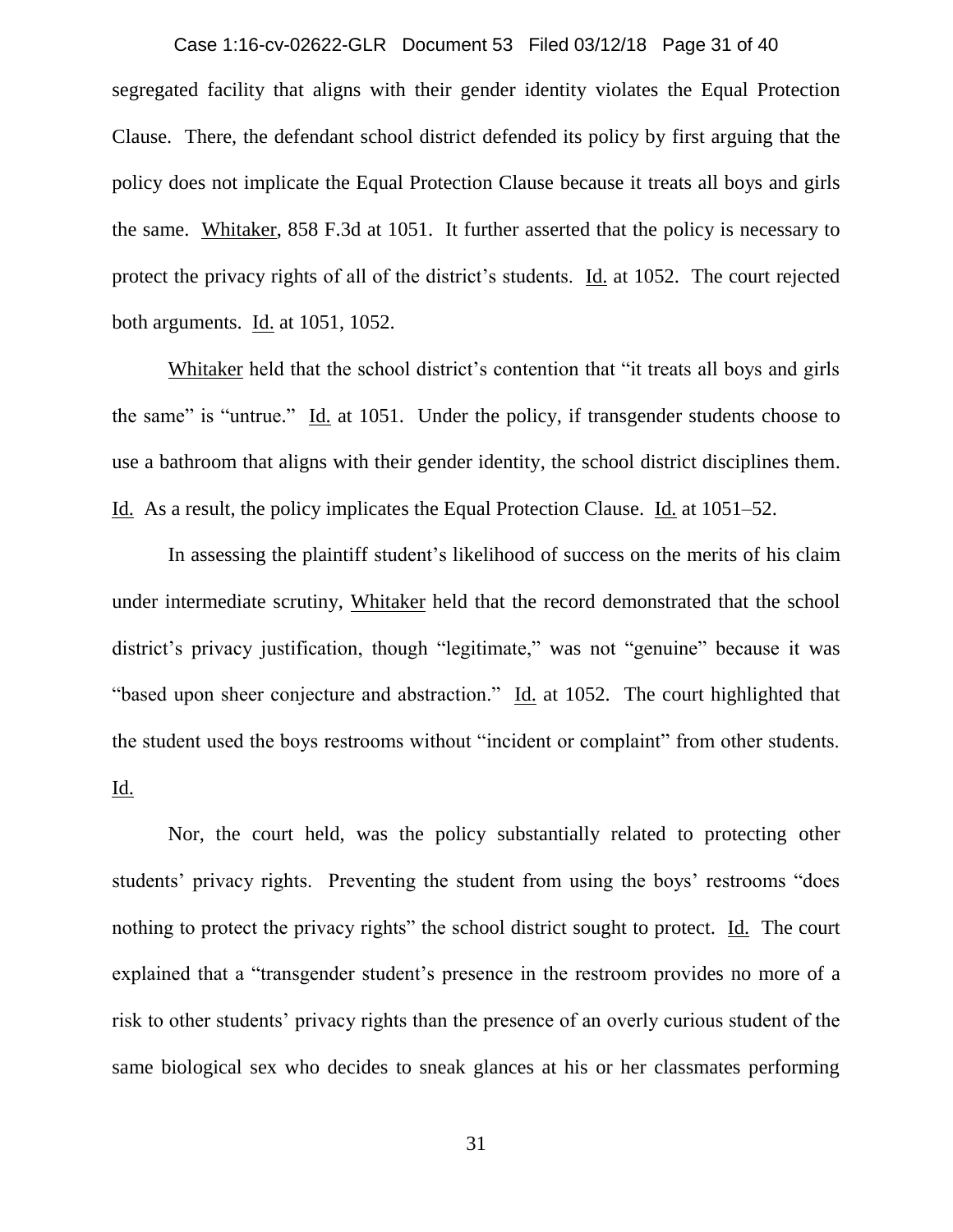segregated facility that aligns with their gender identity violates the Equal Protection Clause. There, the defendant school district defended its policy by first arguing that the policy does not implicate the Equal Protection Clause because it treats all boys and girls the same. Whitaker, 858 F.3d at 1051. It further asserted that the policy is necessary to protect the privacy rights of all of the district's students. Id. at 1052. The court rejected both arguments. Id. at 1051, 1052.

Whitaker held that the school district's contention that "it treats all boys and girls the same" is "untrue." Id. at 1051. Under the policy, if transgender students choose to use a bathroom that aligns with their gender identity, the school district disciplines them. Id. As a result, the policy implicates the Equal Protection Clause. Id. at 1051–52.

In assessing the plaintiff student's likelihood of success on the merits of his claim under intermediate scrutiny, Whitaker held that the record demonstrated that the school district's privacy justification, though "legitimate," was not "genuine" because it was "based upon sheer conjecture and abstraction." Id. at 1052. The court highlighted that the student used the boys restrooms without "incident or complaint" from other students. Id.

Nor, the court held, was the policy substantially related to protecting other students' privacy rights. Preventing the student from using the boys' restrooms "does nothing to protect the privacy rights" the school district sought to protect. Id. The court explained that a "transgender student's presence in the restroom provides no more of a risk to other students' privacy rights than the presence of an overly curious student of the same biological sex who decides to sneak glances at his or her classmates performing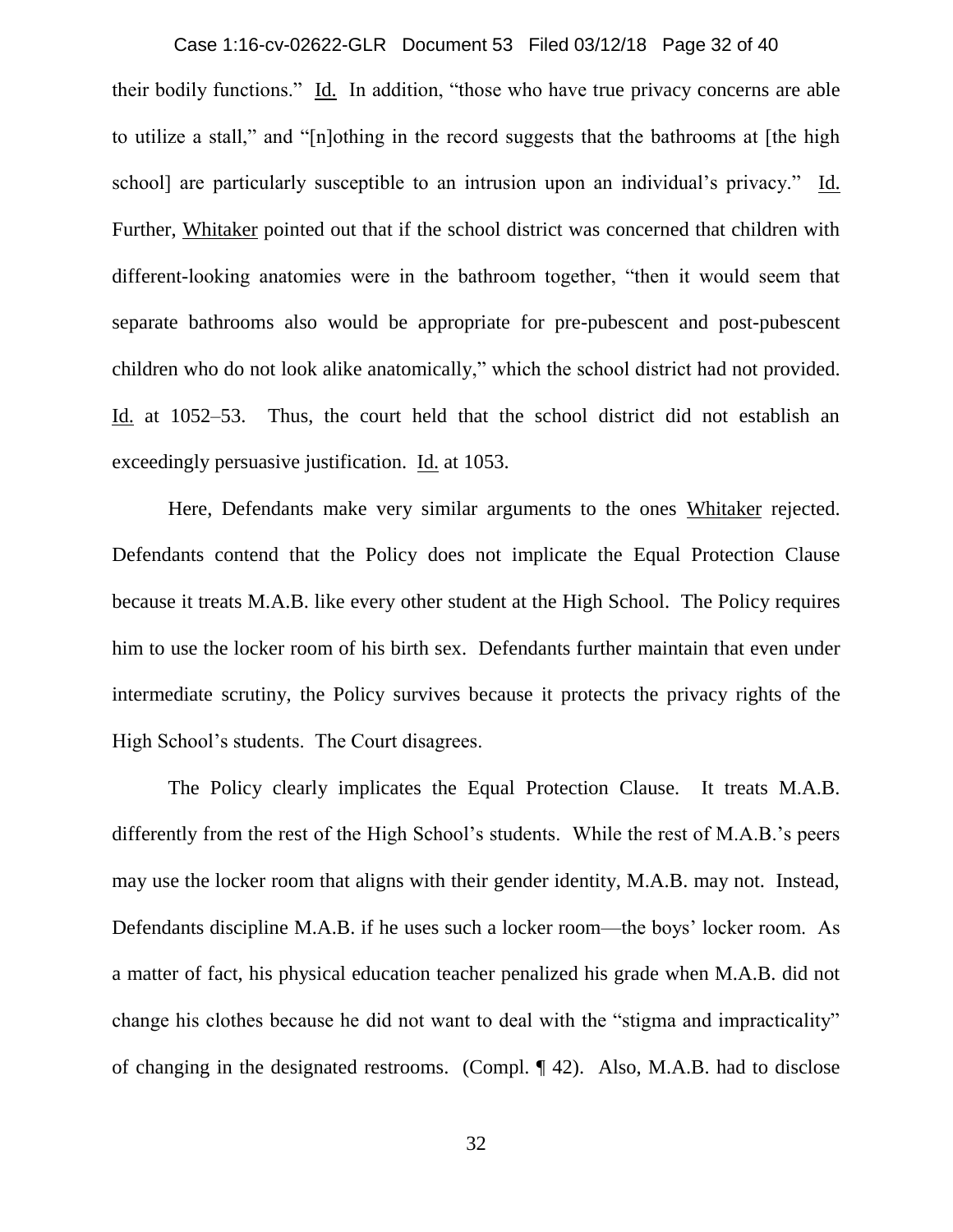their bodily functions." Id. In addition, "those who have true privacy concerns are able to utilize a stall," and "[n]othing in the record suggests that the bathrooms at [the high school] are particularly susceptible to an intrusion upon an individual's privacy." Id. Further, Whitaker pointed out that if the school district was concerned that children with different-looking anatomies were in the bathroom together, "then it would seem that separate bathrooms also would be appropriate for pre-pubescent and post-pubescent children who do not look alike anatomically," which the school district had not provided. Id. at 1052–53. Thus, the court held that the school district did not establish an exceedingly persuasive justification. Id. at 1053.

Here, Defendants make very similar arguments to the ones Whitaker rejected. Defendants contend that the Policy does not implicate the Equal Protection Clause because it treats M.A.B. like every other student at the High School. The Policy requires him to use the locker room of his birth sex. Defendants further maintain that even under intermediate scrutiny, the Policy survives because it protects the privacy rights of the High School's students. The Court disagrees.

The Policy clearly implicates the Equal Protection Clause. It treats M.A.B. differently from the rest of the High School's students. While the rest of M.A.B.'s peers may use the locker room that aligns with their gender identity, M.A.B. may not. Instead, Defendants discipline M.A.B. if he uses such a locker room—the boys' locker room. As a matter of fact, his physical education teacher penalized his grade when M.A.B. did not change his clothes because he did not want to deal with the "stigma and impracticality" of changing in the designated restrooms. (Compl. ¶ 42). Also, M.A.B. had to disclose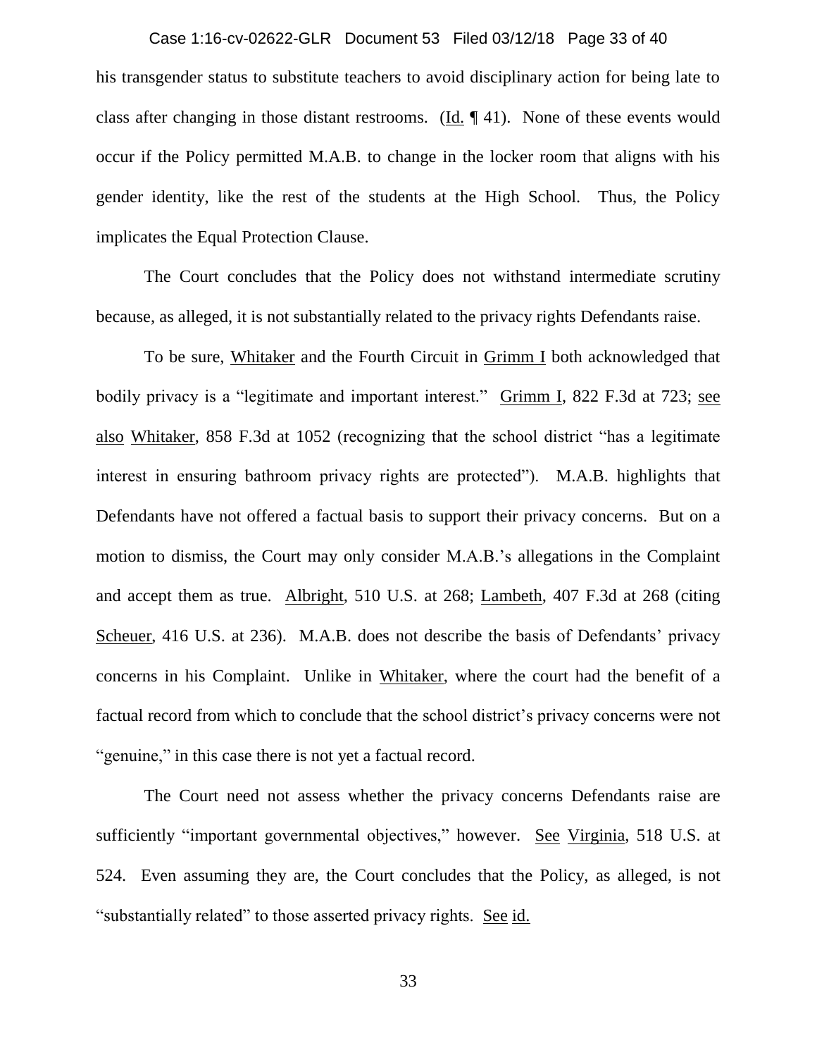his transgender status to substitute teachers to avoid disciplinary action for being late to class after changing in those distant restrooms. (Id. ¶ 41). None of these events would occur if the Policy permitted M.A.B. to change in the locker room that aligns with his gender identity, like the rest of the students at the High School. Thus, the Policy implicates the Equal Protection Clause.

The Court concludes that the Policy does not withstand intermediate scrutiny because, as alleged, it is not substantially related to the privacy rights Defendants raise.

To be sure, Whitaker and the Fourth Circuit in Grimm I both acknowledged that bodily privacy is a "legitimate and important interest." Grimm I, 822 F.3d at 723; see also Whitaker, 858 F.3d at 1052 (recognizing that the school district "has a legitimate interest in ensuring bathroom privacy rights are protected"). M.A.B. highlights that Defendants have not offered a factual basis to support their privacy concerns. But on a motion to dismiss, the Court may only consider M.A.B.'s allegations in the Complaint and accept them as true. Albright, 510 U.S. at 268; Lambeth, 407 F.3d at 268 (citing Scheuer, 416 U.S. at 236). M.A.B. does not describe the basis of Defendants' privacy concerns in his Complaint. Unlike in Whitaker, where the court had the benefit of a factual record from which to conclude that the school district's privacy concerns were not "genuine," in this case there is not yet a factual record.

The Court need not assess whether the privacy concerns Defendants raise are sufficiently "important governmental objectives," however. See Virginia, 518 U.S. at 524. Even assuming they are, the Court concludes that the Policy, as alleged, is not "substantially related" to those asserted privacy rights. See id.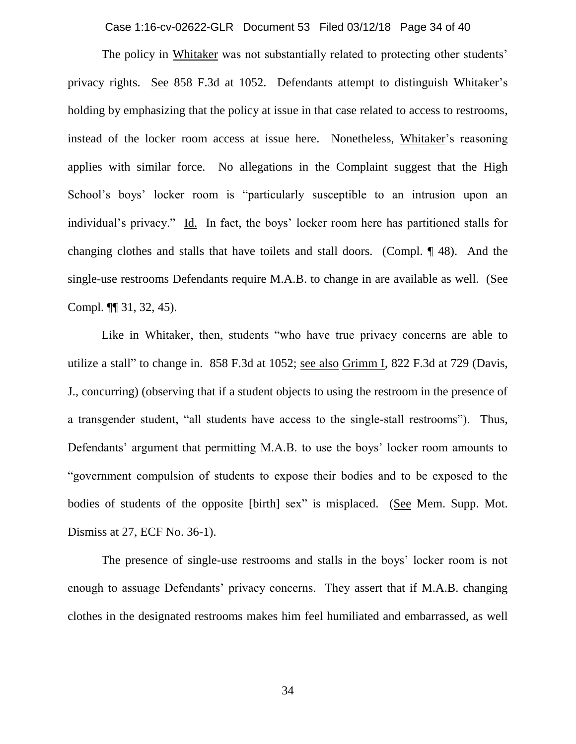The policy in Whitaker was not substantially related to protecting other students' privacy rights. See 858 F.3d at 1052. Defendants attempt to distinguish Whitaker's holding by emphasizing that the policy at issue in that case related to access to restrooms, instead of the locker room access at issue here. Nonetheless, Whitaker's reasoning applies with similar force. No allegations in the Complaint suggest that the High School's boys' locker room is "particularly susceptible to an intrusion upon an individual's privacy." Id. In fact, the boys' locker room here has partitioned stalls for changing clothes and stalls that have toilets and stall doors. (Compl. ¶ 48). And the single-use restrooms Defendants require M.A.B. to change in are available as well. (See Compl. ¶¶ 31, 32, 45).

Like in Whitaker, then, students "who have true privacy concerns are able to utilize a stall" to change in. 858 F.3d at 1052; see also Grimm I, 822 F.3d at 729 (Davis, J., concurring) (observing that if a student objects to using the restroom in the presence of a transgender student, "all students have access to the single-stall restrooms"). Thus, Defendants' argument that permitting M.A.B. to use the boys' locker room amounts to "government compulsion of students to expose their bodies and to be exposed to the bodies of students of the opposite [birth] sex" is misplaced. (See Mem. Supp. Mot. Dismiss at 27, ECF No. 36-1).

The presence of single-use restrooms and stalls in the boys' locker room is not enough to assuage Defendants' privacy concerns. They assert that if M.A.B. changing clothes in the designated restrooms makes him feel humiliated and embarrassed, as well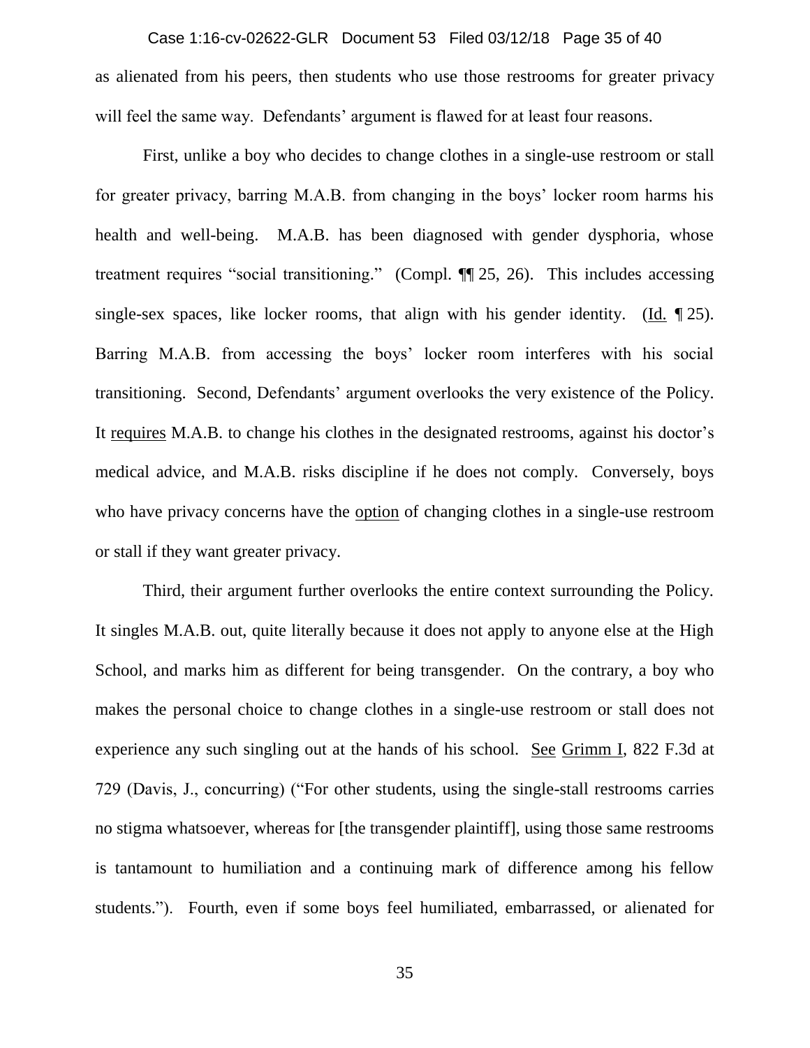as alienated from his peers, then students who use those restrooms for greater privacy will feel the same way. Defendants' argument is flawed for at least four reasons.

First, unlike a boy who decides to change clothes in a single-use restroom or stall for greater privacy, barring M.A.B. from changing in the boys' locker room harms his health and well-being. M.A.B. has been diagnosed with gender dysphoria, whose treatment requires "social transitioning." (Compl. ¶¶ 25, 26). This includes accessing single-sex spaces, like locker rooms, that align with his gender identity. (Id. ¶ 25). Barring M.A.B. from accessing the boys' locker room interferes with his social transitioning. Second, Defendants' argument overlooks the very existence of the Policy. It requires M.A.B. to change his clothes in the designated restrooms, against his doctor's medical advice, and M.A.B. risks discipline if he does not comply. Conversely, boys who have privacy concerns have the option of changing clothes in a single-use restroom or stall if they want greater privacy.

Third, their argument further overlooks the entire context surrounding the Policy. It singles M.A.B. out, quite literally because it does not apply to anyone else at the High School, and marks him as different for being transgender. On the contrary, a boy who makes the personal choice to change clothes in a single-use restroom or stall does not experience any such singling out at the hands of his school. See Grimm I, 822 F.3d at 729 (Davis, J., concurring) ("For other students, using the single-stall restrooms carries no stigma whatsoever, whereas for [the transgender plaintiff], using those same restrooms is tantamount to humiliation and a continuing mark of difference among his fellow students."). Fourth, even if some boys feel humiliated, embarrassed, or alienated for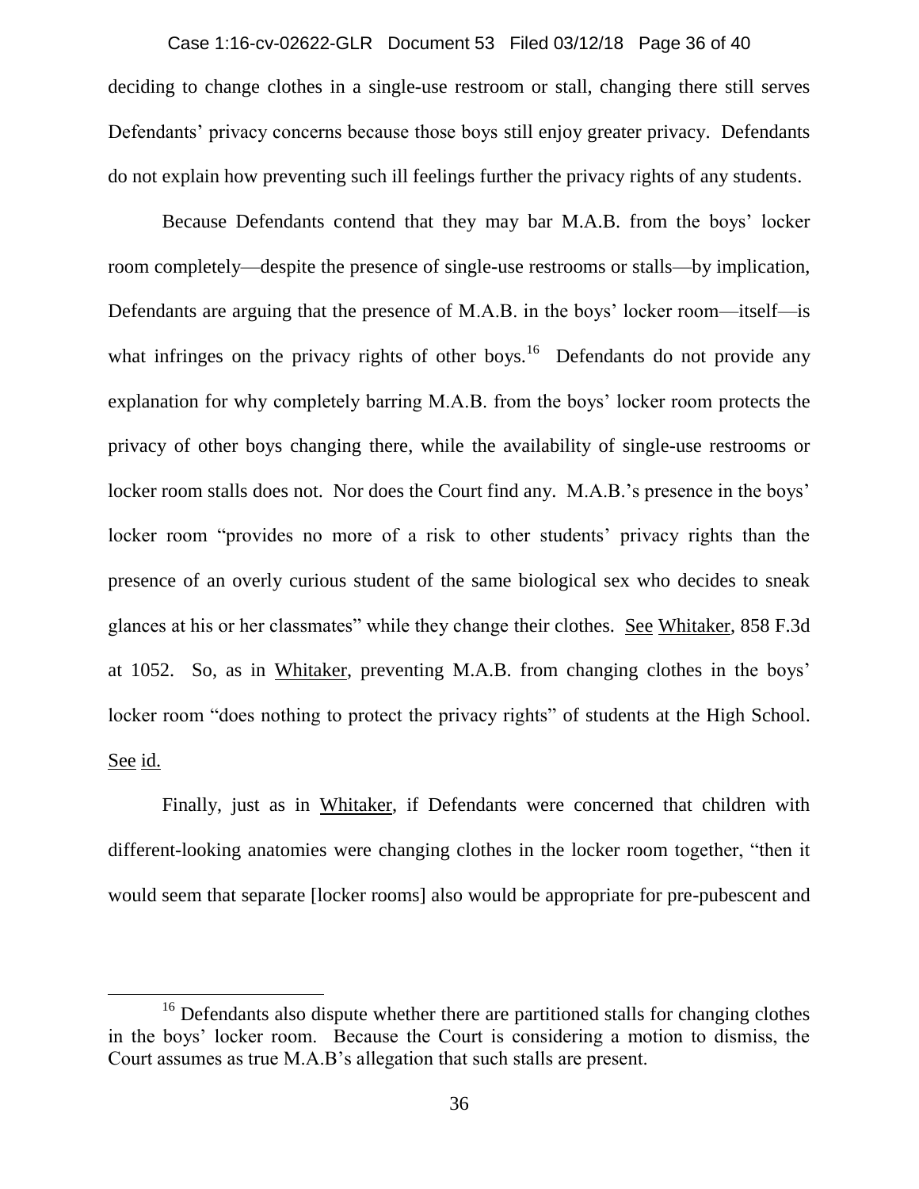deciding to change clothes in a single-use restroom or stall, changing there still serves Defendants' privacy concerns because those boys still enjoy greater privacy. Defendants do not explain how preventing such ill feelings further the privacy rights of any students.

Because Defendants contend that they may bar M.A.B. from the boys' locker room completely—despite the presence of single-use restrooms or stalls—by implication, Defendants are arguing that the presence of M.A.B. in the boys' locker room—itself—is what infringes on the privacy rights of other boys.[16] Defendants do not provide any explanation for why completely barring M.A.B. from the boys' locker room protects the privacy of other boys changing there, while the availability of single-use restrooms or locker room stalls does not. Nor does the Court find any. M.A.B.'s presence in the boys' locker room "provides no more of a risk to other students' privacy rights than the presence of an overly curious student of the same biological sex who decides to sneak glances at his or her classmates" while they change their clothes. See Whitaker, 858 F.3d at 1052. So, as in Whitaker, preventing M.A.B. from changing clothes in the boys' locker room "does nothing to protect the privacy rights" of students at the High School. See id.

Finally, just as in Whitaker, if Defendants were concerned that children with different-looking anatomies were changing clothes in the locker room together, "then it would seem that separate [locker rooms] also would be appropriate for pre-pubescent and

---

[16] Defendants also dispute whether there are partitioned stalls for changing clothes in the boys' locker room. Because the Court is considering a motion to dismiss, the Court assumes as true M.A.B's allegation that such stalls are present.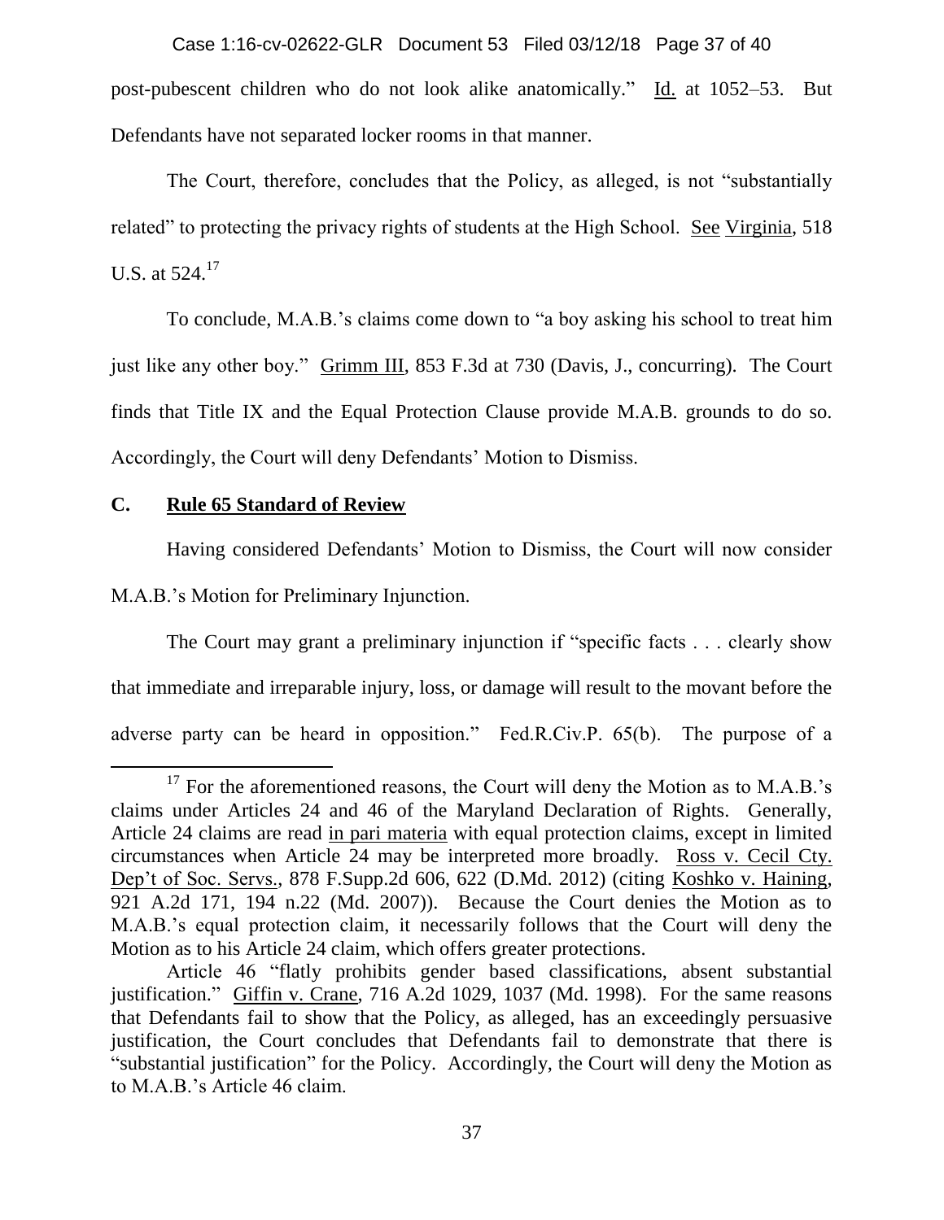post-pubescent children who do not look alike anatomically." Id. at 1052–53. But Defendants have not separated locker rooms in that manner.

The Court, therefore, concludes that the Policy, as alleged, is not "substantially related" to protecting the privacy rights of students at the High School. See Virginia, 518 U.S. at 524.[17]

To conclude, M.A.B.'s claims come down to "a boy asking his school to treat him just like any other boy." Grimm III, 853 F.3d at 730 (Davis, J., concurring). The Court finds that Title IX and the Equal Protection Clause provide M.A.B. grounds to do so. Accordingly, the Court will deny Defendants' Motion to Dismiss.

### C. Rule 65 Standard of Review

Having considered Defendants' Motion to Dismiss, the Court will now consider M.A.B.'s Motion for Preliminary Injunction.

The Court may grant a preliminary injunction if "specific facts . . . clearly show that immediate and irreparable injury, loss, or damage will result to the movant before the adverse party can be heard in opposition." Fed.R.Civ.P. 65(b). The purpose of a

---

[17] For the aforementioned reasons, the Court will deny the Motion as to M.A.B.'s claims under Articles 24 and 46 of the Maryland Declaration of Rights. Generally, Article 24 claims are read in pari materia with equal protection claims, except in limited circumstances when Article 24 may be interpreted more broadly. Ross v. Cecil Cty. Dep't of Soc. Servs., 878 F.Supp.2d 606, 622 (D.Md. 2012) (citing Koshko v. Haining, 921 A.2d 171, 194 n.22 (Md. 2007)). Because the Court denies the Motion as to M.A.B.'s equal protection claim, it necessarily follows that the Court will deny the Motion as to his Article 24 claim, which offers greater protections.

Article 46 "flatly prohibits gender based classifications, absent substantial justification." Giffin v. Crane, 716 A.2d 1029, 1037 (Md. 1998). For the same reasons that Defendants fail to show that the Policy, as alleged, has an exceedingly persuasive justification, the Court concludes that Defendants fail to demonstrate that there is "substantial justification" for the Policy. Accordingly, the Court will deny the Motion as to M.A.B.'s Article 46 claim.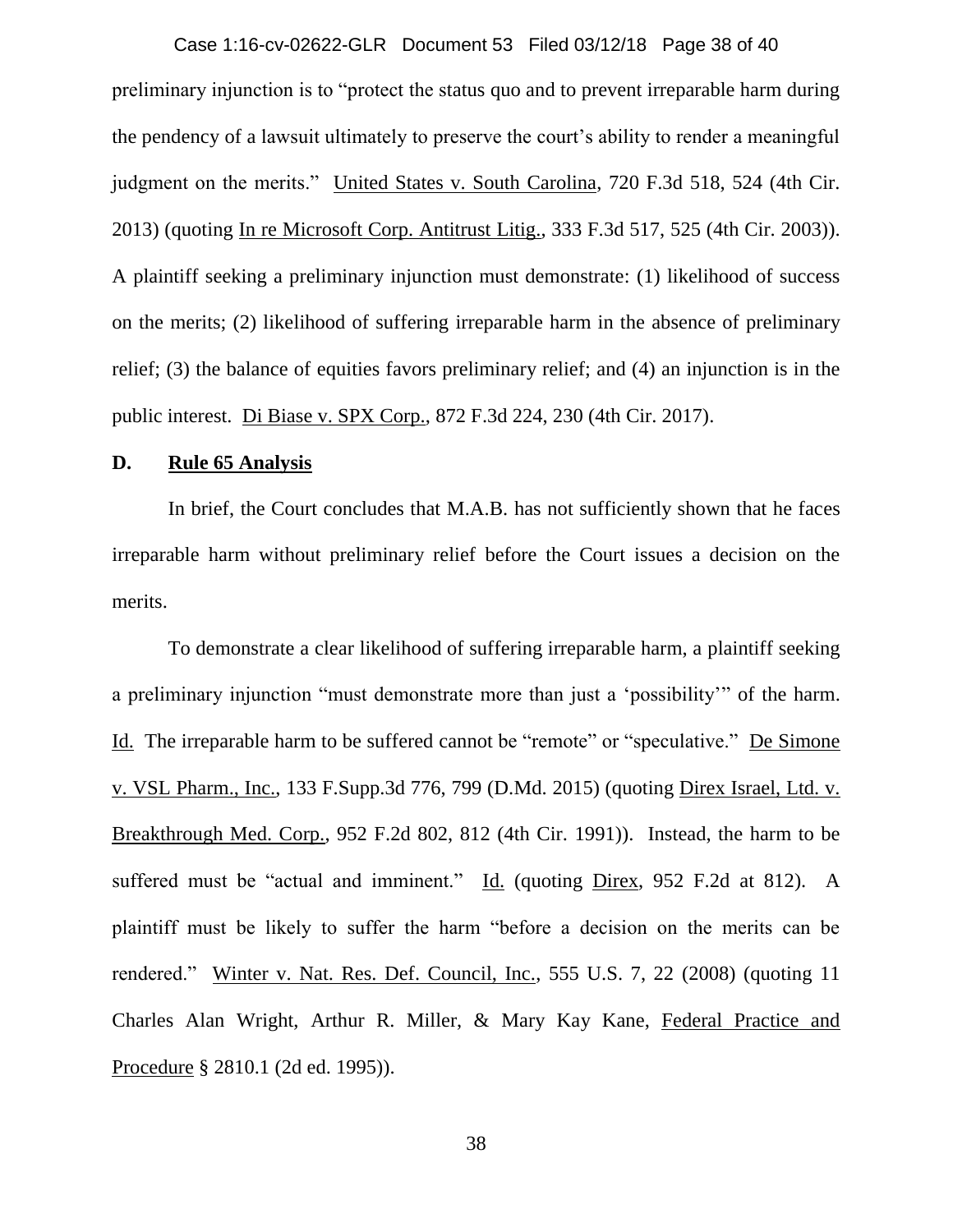preliminary injunction is to "protect the status quo and to prevent irreparable harm during the pendency of a lawsuit ultimately to preserve the court's ability to render a meaningful judgment on the merits." United States v. South Carolina, 720 F.3d 518, 524 (4th Cir. 2013) (quoting In re Microsoft Corp. Antitrust Litig., 333 F.3d 517, 525 (4th Cir. 2003)). A plaintiff seeking a preliminary injunction must demonstrate: (1) likelihood of success on the merits; (2) likelihood of suffering irreparable harm in the absence of preliminary relief; (3) the balance of equities favors preliminary relief; and (4) an injunction is in the public interest. Di Biase v. SPX Corp., 872 F.3d 224, 230 (4th Cir. 2017).

**D. Rule 65 Analysis**

In brief, the Court concludes that M.A.B. has not sufficiently shown that he faces irreparable harm without preliminary relief before the Court issues a decision on the merits.

To demonstrate a clear likelihood of suffering irreparable harm, a plaintiff seeking a preliminary injunction "must demonstrate more than just a 'possibility'" of the harm. Id. The irreparable harm to be suffered cannot be "remote" or "speculative." De Simone v. VSL Pharm., Inc., 133 F.Supp.3d 776, 799 (D.Md. 2015) (quoting Direx Israel, Ltd. v. Breakthrough Med. Corp., 952 F.2d 802, 812 (4th Cir. 1991)). Instead, the harm to be suffered must be "actual and imminent." Id. (quoting Direx, 952 F.2d at 812). A plaintiff must be likely to suffer the harm "before a decision on the merits can be rendered." Winter v. Nat. Res. Def. Council, Inc., 555 U.S. 7, 22 (2008) (quoting 11 Charles Alan Wright, Arthur R. Miller, & Mary Kay Kane, Federal Practice and Procedure § 2810.1 (2d ed. 1995)).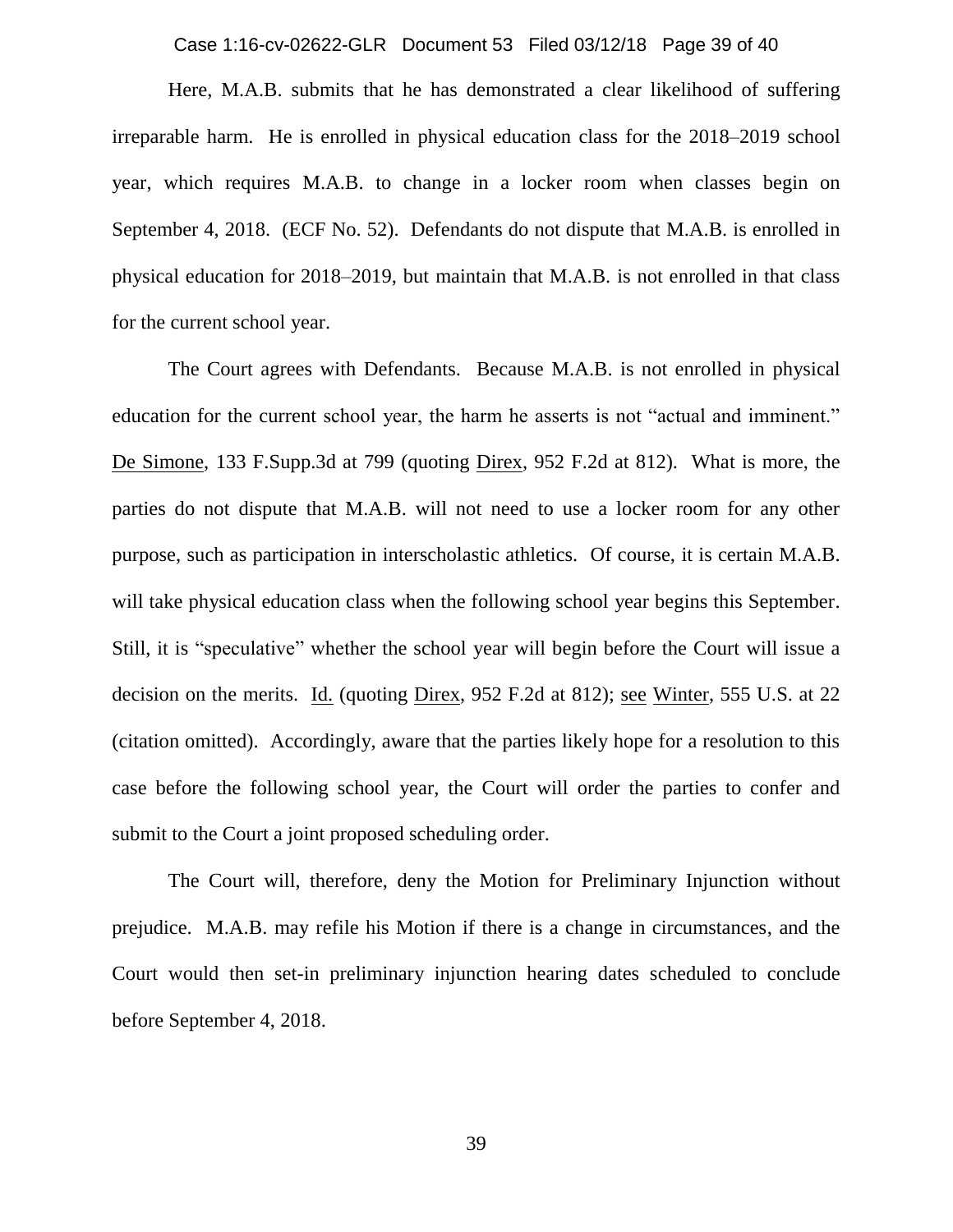Here, M.A.B. submits that he has demonstrated a clear likelihood of suffering irreparable harm. He is enrolled in physical education class for the 2018–2019 school year, which requires M.A.B. to change in a locker room when classes begin on September 4, 2018. (ECF No. 52). Defendants do not dispute that M.A.B. is enrolled in physical education for 2018–2019, but maintain that M.A.B. is not enrolled in that class for the current school year.

The Court agrees with Defendants. Because M.A.B. is not enrolled in physical education for the current school year, the harm he asserts is not "actual and imminent." De Simone, 133 F.Supp.3d at 799 (quoting Direx, 952 F.2d at 812). What is more, the parties do not dispute that M.A.B. will not need to use a locker room for any other purpose, such as participation in interscholastic athletics. Of course, it is certain M.A.B. will take physical education class when the following school year begins this September. Still, it is "speculative" whether the school year will begin before the Court will issue a decision on the merits. Id. (quoting Direx, 952 F.2d at 812); see Winter, 555 U.S. at 22 (citation omitted). Accordingly, aware that the parties likely hope for a resolution to this case before the following school year, the Court will order the parties to confer and submit to the Court a joint proposed scheduling order.

The Court will, therefore, deny the Motion for Preliminary Injunction without prejudice. M.A.B. may refile his Motion if there is a change in circumstances, and the Court would then set-in preliminary injunction hearing dates scheduled to conclude before September 4, 2018.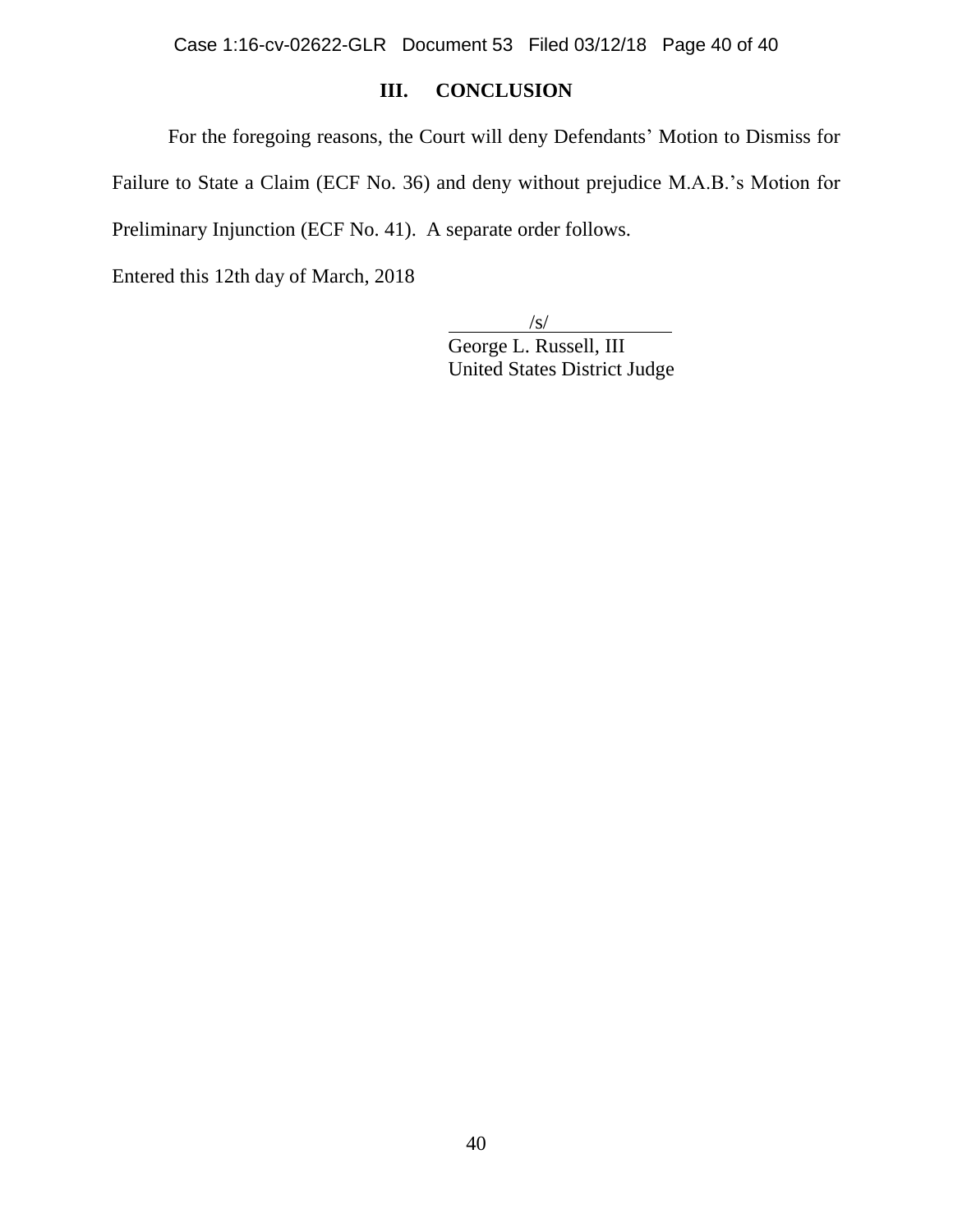## III. CONCLUSION

For the foregoing reasons, the Court will deny Defendants' Motion to Dismiss for Failure to State a Claim (ECF No. 36) and deny without prejudice M.A.B.'s Motion for Preliminary Injunction (ECF No. 41). A separate order follows.

Entered this 12th day of March, 2018

/s/
George L. Russell, III
United States District Judge